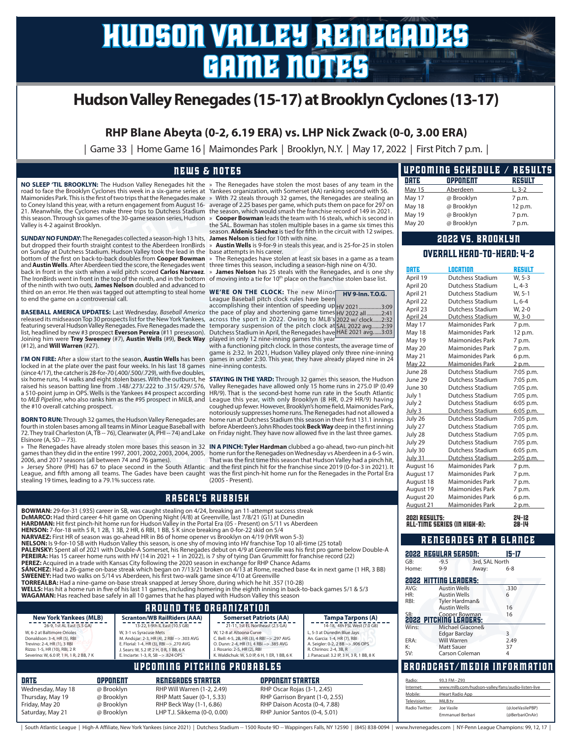# HUDSON VALLEY RENEGADES GAME NOTES

## Hudson Valley Renegades (15-17) at Brooklyn Cyclones (13-17)

### RHP Blane Abeyta (0-2, 6.19 ERA) vs. LHP Nick Zwack (0-0, 3.00 ERA)

| Game 33 | Home Game 16 | Maimondes Park | Brooklyn, N.Y. | May 17, 2022 | First Pitch 7 p.m. |

## NEWS & NOTES

**NO SLEEP 'TIL BROOKLYN:** The Hudson Valley Renegades hit the road to face the Brooklyn Cyclones this week in a six-game series at Maimonides Park. This is the first of two trips that the Renegades make to Coney Island this year, with a return engagement from August 16-21. Meanwhile, the Cyclones make three trips to Dutchess Stadium this season. Through six games of the 30-game season series, Hudson Valley is 4-2 against Brooklyn.

**SUNDAY NO FUNDAY:** The Renegades collected a season-high 13 hits, but dropped their fourth straight contest to the Aberdeen IronBirds on Sunday at Dutchess Stadium. Hudson Valley took the lead in the bottom of the first on back-to-back doubles from **Cooper Bowman** and **Austin Wells**. After Aberdeen tied the score, the Renegades went back in front in the sixth when a wild pitch scored **Carlos Narvaez**. The IronBirds went in front in the top of the ninth, and in the bottom of the ninth with two outs, **James Nelson** doubled and advanced to third on an error. He then was tagged out attempting to steal home to end the game on a controversial call.

**BASEBALL AMERICA UPDATES:** Last Wednesday, *Baseball America* released its midseason Top 30 prospects list for the New York Yankees, featuring several Hudson Valley Renegades. Five Renegades made the list, headlined by new #3 prospect **Everson Pereira** (#11 preseason). Joining him were **Trey Sweeney** (#7), **Austin Wells** (#9), **Beck Way** (#12), and **Will Warren** (#27).

**I'M ON FIRE:** After a slow start to the season, **Austin Wells** has been locked in at the plate over the past four weeks. In his last 18 games (since 4/17), the catcher is 28-for-70 (.400/.500/.729), with five doubles, six home runs, 14 walks and eight stolen bases. With the outburst, he raised his season batting line from .148/.273/.222 to .315/.429/.576, a 510-point jump in OPS. Wells is the Yankees #4 prospect according to *MLB Pipeline*, who also ranks him as the #95 prospect in MiLB, and the #10 overall catching prospect.

**BORN TO RUN:** Through 32 games, the Hudson Valley Renegades are fourth in stolen bases among all teams in Minor League Baseball with 72. They trail Charleston (A, TB -- 76), Clearwater (A, PHI -- 74) and Lake Elsinore (A, SD -- 73).

» The Renegades have already stolen more bases this season in 32 games than they did in the entire 1997, 2001, 2002, 2003, 2004, 2005, 2006, and 2017 seasons (all between 74 and 76 games).

» Jersey Shore (PHI) has 67 to place second in the South Atlantic League, and fifth among all teams. The Gades have been caught stealing 19 times, leading to a 79.1% success rate.

» The Renegades have stolen the most bases of any team in the Yankees organization, with Somerset (AA) ranking second with 56.

» With 72 steals through 32 games, the Renegades are stealing an average of 2.25 bases per game, which puts them on pace for 297 on the season, which would smash the franchise record of 149 in 2021.

» **Cooper Bowman** leads the team with 16 steals, which is second in the SAL. Bowman has stolen multiple bases in a game six times this season. **Aldenis Sánchez** is tied for fifth in the circuit with 12 swipes. **James Nelson** is tied for 10th with nine.

» **Austin Wells** is 9-for-9 in steals this year, and is 25-for-25 in stolen base attempts in his career.

» The Renegades have stolen at least six bases in a game as a team three times this season, including a season-high nine on 4/30.

» **James Nelson** has 25 steals with the Renegades, and is one shy of moving into a tie for 10[th] place on the franchise stolen base list.

**WE'RE ON THE CLOCK:** The new Minor League Baseball pitch clock rules have been accomplishing their intention of speeding up the pace of play and shortening game times across the sport in 2022. Owing to MLB's temporary suspension of the pitch clock at Dutchess Stadium in April, the Renegades have played in only 12 nine-inning games this year with a functioning pitch clock. In those contests, the average time of game is 2:32. In 2021, Hudson Valley played only three nine-inning games in under 2:30. This year, they have already played nine in 24 nine-inning contests.

| HV 9-Inn. T.O.G. | |
|---|---|
| HV 2021 | 3:09 |
| HV 2022 all | 2:41 |
| 2022 w/ clock | 2:32 |
| SAL 2022 avg. | 2:39 |
| HAE 2021 avg. | 3:03 |

**STAYING IN THE YARD:** Through 32 games this season, the Hudson Valley Renegades have allowed only 15 home runs in 275.0 IP (0.49 HR/9). That is the second-best home run rate in the South Atlantic League this year, with only Brooklyn (8 HR, 0.29 HR/9) having coughed up fewer. However, Brooklyn's home field, Maimonides Park, notoriously suppresses home runs. The Renegades had not allowed a home run at Dutchess Stadium this season in their first 131.1 innings before Aberdeen's John Rhodes took **Beck Way** deep in the first inning on Friday night. They have now allowed five in the last three games.

**IN A PINCH: Tyler Hardman** clubbed a go-ahead, two-run pinch-hit home run for the Renegades on Wednesday vs Aberdeen in a 6-5 win. That was the first time this season that Hudson Valley had a pinch hit, and the first pinch hit for the franchise since 2019 (0-for-3 in 2021). It was the first pinch-hit home run for the Renegades in the Portal Era (2005 - Present).

## RASCAL'S RUBBISH

**BOWMAN:** 29-for-31 (.935) career in SB, was caught stealing on 4/24, breaking an 11-attempt success streak
**DeMARCO:** Had third career 4-hit game on Opening Night (4/8) at Greenville, last 7/8/21 (G1) at Dunedin
**HARDMAN:** Hit first pinch-hit home run for Hudson Valley in the Portal Era (05 - Present) on 5/11 vs Aberdeen
**HENSON:** 7-for-18 with 5 R, 1 2B, 1 3B, 2 HR, 6 RBI, 1 BB, 5 K since breaking an 0-for-22 skid on 5/4
**NARVAEZ:** First HR of season was go-ahead HR in B6 of home opener vs Brooklyn on 4/19 (HVR won 5-3)
**NELSON:** Is 9-for-10 SB with Hudson Valley this season, is one shy of moving into HV franchise Top 10 all-time (25 total)
**PALENSKY:** Spent all of 2021 with Double-A Somerset, his Renegades debut on 4/9 at Greenville was his first pro game below Double-A
**PEREIRA:** Has 15 career home runs with HV (14 in 2021 + 1 in 2022), is 7 shy of tying Dan Grummitt for franchise record (22)
**PEREZ:** Acquired in a trade with Kansas City following the 2020 season in exchange for RHP Chance Adams
**SÁNCHEZ:** Had a 26-game on-base streak which began on 7/13/21 broken on 4/13 at Rome, reached base 4x in next game (1 HR, 3 BB)
**SWEENEY:** Had two walks on 5/14 vs Aberdeen, his first two-walk game since 4/10 at Greenville
**TORREALBA:** Had a nine-game on-base streak snapped at Jersey Shore, during which he hit .357 (10-28)
**WELLS:** Has hit a home run in five of his last 11 games, including homering in the eighth inning in back-to-back games 5/1 & 5/3
**WAGAMAN:** Has reached base safely in all 10 games that he has played with Hudson Valley this season

## AROUND THE ORGANIZATION

| New York Yankees (MLB) | Scranton/WB RailRiders (AAA) | Somerset Patriots (AA) | Tampa Tarpons (A) |
|---|---|---|---|
| 26-9, 1st AL East (5.5 GA) | 13-22, t-9th IL East (10.5 GB) | 21-11, 1st EL Northeast (2.5 GA) | 14-18, 4th FSL West (7.0 GB) |
| W, 6-2 at Baltimore Orioles | W, 3-1 vs Syracuse Mets | W, 12-8 at Altoona Curve | L, 5-3 at Dunedin Blue Jays |
| Donaldson: 3-4, HR (5), RBI | M. Andújar: 2-3, HR (4), 2 RBI --> .303 AVG | C. Bell: 4-5, 2B, HR (3), 4 RBI --> .297 AVG | An. Garcia: 1-4, HR (7), RBI |
| Trevino: 2-4, HR (1), 3 RBI | E. Florial: 1-4, HR (3), RBI --> .270 AVG | O. Dunn: 2-4, HR (1), 4 RBI --> .385 AVG | A. Seigler: 0-2, 2 BB --> .906 OPS |
| Rizzo: 1-5, HR (10), RBI, 2 R | J. Sears: W, 5.2 IP, 2 H, 0 R, 1 BB, 6 K | J. Rosario: 2-5, HR (2), RBI | R. Chirinos: 2-4, 3B, R |
| Severino: W, 6.0 IP, 1 H, 1 R, 2 BB, 7 K | E. Inciarte: 1-3, R, SB --> .824 OPS | K. Waldichuk: W, 5.0 IP, 6 H, 1 ER, 1 BB, 6 K | J. Panacual: 3.2 IP, 3 H, 3 R, 1 BB, 8 K |

## UPCOMING PITCHING PROBABLES

| DATE | OPPONENT | RENEGADES STARTER | OPPONENT STARTER |
|---|---|---|---|
| Wednesday, May 18 | @ Brooklyn | RHP Will Warren (1-2, 2.49) | RHP Oscar Rojas (3-1, 2.45) |
| Thursday, May 19 | @ Brooklyn | RHP Matt Sauer (0-1, 5.33) | RHP Garrison Bryant (1-0, 2.55) |
| Friday, May 20 | @ Brooklyn | RHP Beck Way (1-1, 6.86) | RHP Daison Acosta (0-4, 7.88) |
| Saturday, May 21 | @ Brooklyn | LHP T.J. Sikkema (0-0, 0.00) | RHP Junior Santos (0-4, 5.01) |

## UPCOMING SCHEDULE / RESULTS

| DATE | OPPONENT | RESULT |
|---|---|---|
| May 15 | Aberdeen | L, 3-2 |
| May 17 | @ Brooklyn | 7 p.m. |
| May 18 | @ Brooklyn | 12 p.m. |
| May 19 | @ Brooklyn | 7 p.m. |
| May 20 | @ Brooklyn | 7 p.m. |

## 2022 VS. BROOKLYN

### OVERALL HEAD-TO-HEAD: 4-2

| DATE | LOCATION | RESULT |
|---|---|---|
| April 19 | Dutchess Stadium | W, 5-3 |
| April 20 | Dutchess Stadium | L, 4-3 |
| April 21 | Dutchess Stadium | W, 5-1 |
| April 22 | Dutchess Stadium | L, 6-4 |
| April 23 | Dutchess Stadium | W, 2-0 |
| April 24 | Dutchess Stadium | W, 3-0 |
| May 17 | Maimonides Park | 7 p.m. |
| May 18 | Maimonides Park | 12 p.m. |
| May 19 | Maimonides Park | 7 p.m. |
| May 20 | Maimonides Park | 7 p.m. |
| May 21 | Maimonides Park | 6 p.m. |
| May 22 | Maimonides Park | 2 p.m. |
| June 28 | Dutchess Stadium | 7:05 p.m. |
| June 29 | Dutchess Stadium | 7:05 p.m. |
| June 30 | Dutchess Stadium | 7:05 p.m. |
| July 1 | Dutchess Stadium | 7:05 p.m. |
| July 2 | Dutchess Stadium | 6:05 p.m. |
| July 3 | Dutchess Stadium | 6:05 p.m. |
| July 26 | Dutchess Stadium | 7:05 p.m. |
| July 27 | Dutchess Stadium | 7:05 p.m. |
| July 28 | Dutchess Stadium | 7:05 p.m. |
| July 29 | Dutchess Stadium | 7:05 p.m. |
| July 30 | Dutchess Stadium | 6:05 p.m. |
| July 31 | Dutchess Stadium | 2:05 p.m. |
| August 16 | Maimonides Park | 7 p.m. |
| August 17 | Maimonides Park | 7 p.m. |
| August 18 | Maimonides Park | 7 p.m. |
| August 19 | Maimonides Park | 7 p.m. |
| August 20 | Maimonides Park | 6 p.m. |
| August 21 | Maimonides Park | 2 p.m. |

2021 RESULTS: 24-12
ALL-TIME SERIES (IN HIGH-A): 28-14

## RENEGADES AT A GLANCE

**2022 REGULAR SEASON: 15-17**

| GB: | -9.5 | 3rd, SAL North | |
|---|---|---|---|
| Home: | 9-9 | Away: | 6-8 |

**2022 HITTING LEADERS:**

| | | |
|---|---|---|
| AVG: | Austin Wells | .330 |
| HR: | Austin Wells | 6 |
| RBI: | Tyler Hardman& Austin Wells | 16 |
| SB: | Cooper Bowman | 16 |

**2022 PITCHING LEADERS:**

| | | |
|---|---|---|
| Wins: | Michael Giacone& Edgar Barclay | 3 |
| ERA: | Will Warren | 2.49 |
| K: | Matt Sauer | 37 |
| SV: | Carson Coleman | 4 |

## BROADCAST/MEDIA INFORMATION

| | | |
|---|---|---|
| Radio: | 93.3 FM - Z93 | |
| Internet: | www.milb.com/hudson-valley/fans/audio-listen-live | |
| Mobile: | iHeart Radio App | |
| Television: | MiLB.tv | |
| Radio Twitter: | Joe Vasile | (@JoeVasilePBP) |
| | Emmanuel Berbari | (@BerbariOnAir) |

| South Atlantic League | High-A Affiliate, New York Yankees (since 2021) | Dutchess Stadium -- 1500 Route 9D -- Wappingers Falls, NY 12590 | (845) 838-0094 | www.hvrenegades.com | NY-Penn League Champions: 99, 12, 17 |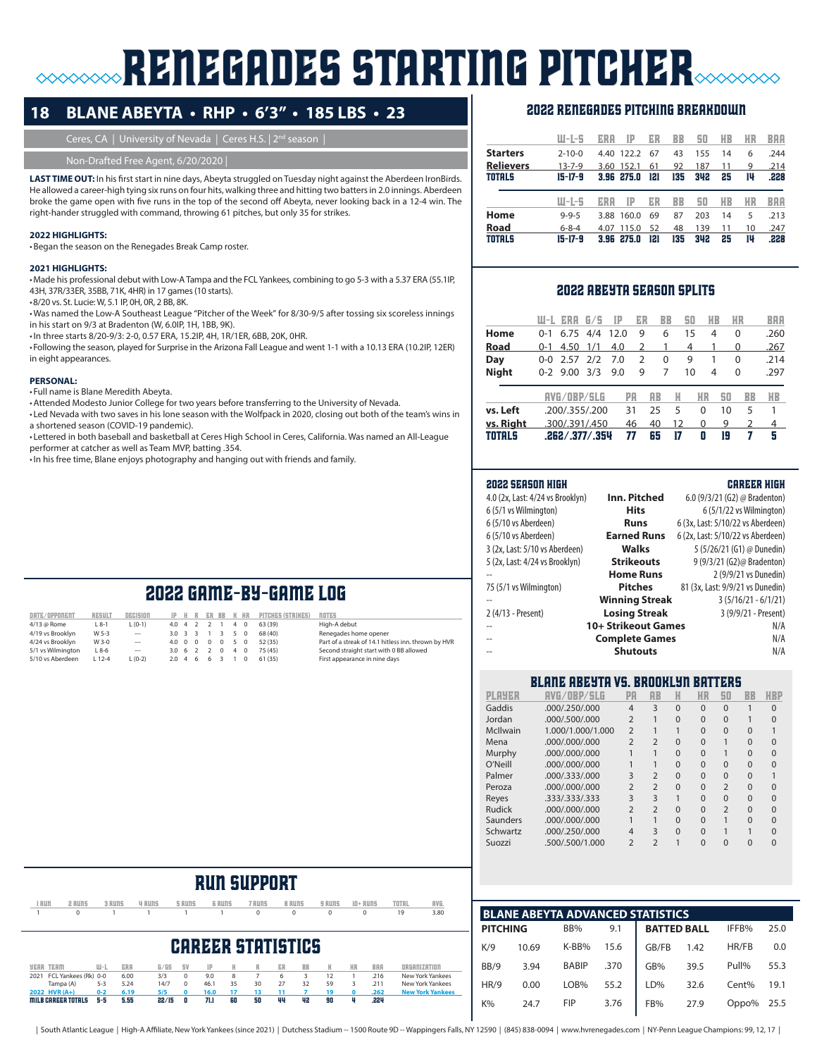# RENEGADES STARTING PITCHER

## 18 BLANE ABEYTA • RHP • 6'3" • 185 LBS • 23

Ceres, CA | University of Nevada | Ceres H.S. | 2nd season |

Non-Drafted Free Agent, 6/20/2020 |

**LAST TIME OUT:** In his first start in nine days, Abeyta struggled on Tuesday night against the Aberdeen IronBirds. He allowed a career-high tying six runs on four hits, walking three and hitting two batters in 2.0 innings. Aberdeen broke the game open with five runs in the top of the second off Abeyta, never looking back in a 12-4 win. The right-hander struggled with command, throwing 61 pitches, but only 35 for strikes.

**2022 HIGHLIGHTS:**
- Began the season on the Renegades Break Camp roster.

**2021 HIGHLIGHTS:**
- Made his professional debut with Low-A Tampa and the FCL Yankees, combining to go 5-3 with a 5.37 ERA (55.1IP, 43H, 37R/33ER, 35BB, 71K, 4HR) in 17 games (10 starts).
- 8/20 vs. St. Lucie: W, 5.1 IP, 0H, 0R, 2 BB, 8K.
- Was named the Low-A Southeast League "Pitcher of the Week" for 8/30-9/5 after tossing six scoreless innings in his start on 9/3 at Bradenton (W, 6.0IP, 1H, 1BB, 9K).
- In three starts 8/20-9/3: 2-0, 0.57 ERA, 15.2IP, 4H, 1R/1ER, 6BB, 20K, 0HR.
- Following the season, played for Surprise in the Arizona Fall League and went 1-1 with a 10.13 ERA (10.2IP, 12ER) in eight appearances.

**PERSONAL:**
- Full name is Blane Meredith Abeyta.
- Attended Modesto Junior College for two years before transferring to the University of Nevada.
- Led Nevada with two saves in his lone season with the Wolfpack in 2020, closing out both of the team's wins in a shortened season (COVID-19 pandemic).
- Lettered in both baseball and basketball at Ceres High School in Ceres, California. Was named an All-League performer at catcher as well as Team MVP, batting .354.
- In his free time, Blane enjoys photography and hanging out with friends and family.

## 2022 RENEGADES PITCHING BREAKDOWN

| | W-L-S | ERA | IP | ER | BB | SO | HB | HR | BAA |
|---|---|---|---|---|---|---|---|---|---|
| **Starters** | 2-10-0 | 4.40 | 122.2 | 67 | 43 | 155 | 14 | 6 | .244 |
| **Relievers** | 13-7-9 | 3.60 | 152.1 | 61 | 92 | 187 | 11 | 9 | .214 |
| **TOTALS** | **15-17-9** | **3.96** | **275.0** | **121** | **135** | **342** | **25** | **14** | **.228** |

| | W-L-S | ERA | IP | ER | BB | SO | HB | HR | BAA |
|---|---|---|---|---|---|---|---|---|---|
| **Home** | 9-9-5 | 3.88 | 160.0 | 69 | 87 | 203 | 14 | 5 | .213 |
| **Road** | 6-8-4 | 4.07 | 115.0 | 52 | 48 | 139 | 11 | 10 | .247 |
| **TOTALS** | **15-17-9** | **3.96** | **275.0** | **121** | **135** | **342** | **25** | **14** | **.228** |

## 2022 ABEYTA SEASON SPLITS

| | W-L | ERA | G/S | IP | ER | BB | SO | HB | HR | BAA |
|---|---|---|---|---|---|---|---|---|---|---|
| **Home** | 0-1 | 6.75 | 4/4 | 12.0 | 9 | 6 | 15 | 4 | 0 | .260 |
| **Road** | 0-1 | 4.50 | 1/1 | 4.0 | 2 | 1 | 4 | 1 | 0 | .267 |
| **Day** | 0-0 | 2.57 | 2/2 | 7.0 | 2 | 0 | 9 | 1 | 0 | .214 |
| **Night** | 0-2 | 9.00 | 3/3 | 9.0 | 9 | 7 | 10 | 4 | 0 | .297 |

| | AVG/OBP/SLG | PA | AB | H | HR | SO | BB | HB |
|---|---|---|---|---|---|---|---|---|
| **vs. Left** | .200/.355/.200 | 31 | 25 | 5 | 0 | 10 | 5 | 1 |
| **vs. Right** | .300/.391/.450 | 46 | 40 | 12 | 0 | 9 | 2 | 4 |
| **TOTALS** | **.262/.377/.354** | **77** | **65** | **17** | **0** | **19** | **7** | **5** |

| 2022 SEASON HIGH | | CAREER HIGH |
|---|---|---|
| 4.0 (2x, Last: 4/24 vs Brooklyn) | **Inn. Pitched** | 6.0 (9/3/21 (G2) @ Bradenton) |
| 6 (5/1 vs Wilmington) | **Hits** | 6 (5/1/22 vs Wilmington) |
| 6 (5/10 vs Aberdeen) | **Runs** | 6 (3x, Last: 5/10/22 vs Aberdeen) |
| 6 (5/10 vs Aberdeen) | **Earned Runs** | 6 (2x, Last: 5/10/22 vs Aberdeen) |
| 3 (2x, Last: 5/10 vs Aberdeen) | **Walks** | 5 (5/26/21 (G1) @ Dunedin) |
| 5 (2x, Last: 4/24 vs Brooklyn) | **Strikeouts** | 9 (9/3/21 (G2)@ Bradenton) |
| -- | **Home Runs** | 2 (9/9/21 vs Dunedin) |
| 75 (5/1 vs Wilmington) | **Pitches** | 81 (3x, Last: 9/9/21 vs Dunedin) |
| -- | **Winning Streak** | 3 (5/16/21 - 6/1/21) |
| 2 (4/13 - Present) | **Losing Streak** | 3 (9/9/21 - Present) |
| -- | **10+ Strikeout Games** | N/A |
| -- | **Complete Games** | N/A |
| -- | **Shutouts** | N/A |

## 2022 GAME-BY-GAME LOG

| DATE/OPPONENT | RESULT | DECISION | IP | H | R | ER | BB | K | HR | PITCHES (STRIKES) | NOTES |
|---|---|---|---|---|---|---|---|---|---|---|---|
| 4/13 @ Rome | L 8-1 | L (0-1) | 4.0 | 4 | 2 | 2 | 1 | 4 | 0 | 63 (39) | High-A debut |
| 4/19 vs Brooklyn | W 5-3 | — | 3.0 | 3 | 3 | 1 | 3 | 5 | 0 | 68 (40) | Renegades home opener |
| 4/24 vs Brooklyn | W 3-0 | — | 4.0 | 0 | 0 | 0 | 0 | 5 | 0 | 52 (35) | Part of a streak of 14.1 hitless inn. thrown by HVR |
| 5/1 vs Wilmington | L 8-6 | — | 3.0 | 6 | 2 | 2 | 0 | 4 | 0 | 75 (45) | Second straight start with 0 BB allowed |
| 5/10 vs Aberdeen | L 12-4 | L (0-2) | 2.0 | 4 | 6 | 6 | 3 | 1 | 0 | 61 (35) | First appearance in nine days |

## BLANE ABEYTA VS. BROOKLYN BATTERS

| PLAYER | AVG/OBP/SLG | PA | AB | H | HR | SO | BB | HBP |
|---|---|---|---|---|---|---|---|---|
| Gaddis | .000/.250/.000 | 4 | 3 | 0 | 0 | 0 | 1 | 0 |
| Jordan | .000/.500/.000 | 2 | 1 | 0 | 0 | 0 | 1 | 0 |
| McIlwain | 1.000/1.000/1.000 | 2 | 1 | 1 | 0 | 0 | 0 | 1 |
| Mena | .000/.000/.000 | 2 | 2 | 0 | 0 | 1 | 0 | 0 |
| Murphy | .000/.000/.000 | 1 | 1 | 0 | 0 | 1 | 0 | 0 |
| O'Neill | .000/.000/.000 | 1 | 1 | 0 | 0 | 0 | 0 | 0 |
| Palmer | .000/.333/.000 | 3 | 2 | 0 | 0 | 0 | 0 | 1 |
| Peroza | .000/.000/.000 | 2 | 2 | 0 | 0 | 2 | 0 | 0 |
| Reyes | .333/.333/.333 | 3 | 3 | 1 | 0 | 0 | 0 | 0 |
| Rudick | .000/.000/.000 | 2 | 2 | 0 | 0 | 2 | 0 | 0 |
| Saunders | .000/.000/.000 | 1 | 1 | 0 | 0 | 1 | 0 | 0 |
| Schwartz | .000/.250/.000 | 4 | 3 | 0 | 0 | 1 | 1 | 0 |
| Suozzi | .500/.500/1.000 | 2 | 2 | 1 | 0 | 0 | 0 | 0 |

## RUN SUPPORT

| 1 RUN | 2 RUNS | 3 RUNS | 4 RUNS | 5 RUNS | 6 RUNS | 7 RUNS | 8 RUNS | 9 RUNS | 10+ RUNS | TOTAL | AVG. |
|---|---|---|---|---|---|---|---|---|---|---|---|
| 1 | 0 | 1 | 1 | 1 | 1 | 0 | 0 | 0 | 0 | 19 | 3.80 |

## CAREER STATISTICS

| YEAR | TEAM | W-L | ERA | G/GS | SV | IP | H | R | ER | BB | K | HR | BAA | ORGANIZATION |
|---|---|---|---|---|---|---|---|---|---|---|---|---|---|---|
| 2021 | FCL Yankees (Rk) | 0-0 | 6.00 | 3/3 | 0 | 9.0 | 8 | 7 | 6 | 3 | 12 | 1 | .216 | New York Yankees |
| | Tampa (A) | 5-3 | 5.24 | 14/7 | 0 | 46.1 | 35 | 30 | 27 | 32 | 59 | 3 | .211 | New York Yankees |
| **2022** | **HVR (A+)** | **0-2** | **6.19** | **5/5** | **0** | **16.0** | **17** | **13** | **11** | **7** | **19** | **0** | **.262** | **New York Yankees** |
| **MILB CAREER TOTALS** | | **5-5** | **5.55** | **22/15** | **0** | **71.1** | **60** | **50** | **44** | **42** | **90** | **4** | **.224** | |

## BLANE ABEYTA ADVANCED STATISTICS

| PITCHING | | | | BATTED BALL | | | |
|---|---|---|---|---|---|---|---|
| K/9 | 10.69 | BB% | 9.1 | GB/FB | 1.42 | IFFB% | 25.0 |
| BB/9 | 3.94 | K-BB% | 15.6 | GB% | 39.5 | HR/FB | 0.0 |
| HR/9 | 0.00 | BABIP | .370 | LD% | 32.6 | Pull% | 55.3 |
| K% | 24.7 | LOB% | 55.2 | FB% | 27.9 | Cent% | 19.1 |
| | | FIP | 3.76 | | | Oppo% | 25.5 |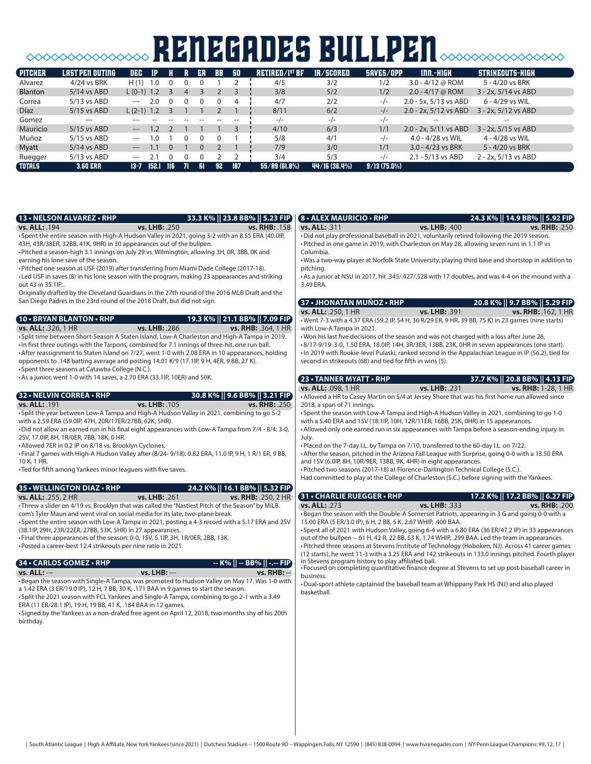# RENEGADES BULLPEN

| PITCHER | LAST PEN OUTING | DEC | IP | H | R | ER | BB | SO | RETIRED/1ST BF | IR/SCORED | SAVES/OPP | INN.-HIGH | STRIKEOUTS-HIGH |
|---|---|---|---|---|---|---|---|---|---|---|---|---|---|
| Alvarez | 4/24 vs BRK | H (1) | 1.0 | 0 | 0 | 0 | 1 | 2 | 4/5 | 3/2 | 1/2 | 3.0 - 4/12 @ ROM | 5 - 4/20 vs BRK |
| Blanton | 5/14 vs ABD | L (0-1) | 1.2 | 3 | 4 | 3 | 2 | 3 | 3/8 | 5/2 | 1/2 | 2.0 - 4/17 @ ROM | 3 - 2x, 5/14 vs ABD |
| Correa | 5/13 vs ABD | --- | 2.0 | 0 | 0 | 0 | 0 | 4 | 4/7 | 2/2 | -/- | 2.0 - 5x, 5/13 vs ABD | 6 - 4/29 vs WIL |
| Díaz | 5/15 vs ABD | L (2-1) | 1.2 | 3 | 1 | 1 | 2 | 1 | 8/11 | 6/2 | -/- | 2.0 - 2x, 5/12 vs ABD | 3 - 2x, 5/12 vs ABD |
| Gomez | --- | --- | -- | -- | -- | -- | -- | -- | -/- | -/- | -/- | -- | -- |
| Mauricio | 5/15 vs ABD | --- | 1.2 | 2 | 1 | 1 | 1 | 3 | 4/10 | 6/3 | 1/1 | 2.0 - 2x, 5/11 vs ABD | 3 - 2x, 5/15 vs ABD |
| Muñoz | 5/15 vs ABD | --- | 1.0 | 1 | 0 | 0 | 0 | 1 | 5/8 | 4/1 | -/- | 4.0 - 4/28 vs WIL | 4 - 4/28 vs WIL |
| Myatt | 5/14 vs ABD | --- | 1.1 | 0 | 1 | 0 | 2 | 1 | 7/9 | 3/0 | 1/1 | 3.0 - 4/23 vs BRK | 5 - 4/20 vs BRK |
| Ruegger | 5/13 vs ABD | --- | 2.1 | 0 | 0 | 0 | 2 | 2 | 3/4 | 5/3 | -/- | 2.1 - 5/13 vs ABD | 2 - 2x, 5/13 vs ABD |
| **TOTALS** | **3.60 ERA** | **13-7** | **152.1** | **116** | **71** | **61** | **92** | **187** | **55/89 (61.8%)** | **44/16 (36.4%)** | **9/13 (75.0%)** | | |

### 13 • NELSON ALVAREZ • RHP — 33.3 K% || 23.8 BB% || 5.23 FIP

**vs. ALL:** .194 | **vs. LHB:** .250 | **vs. RHB:** .158

- Spent the entire season with High-A Hudson Valley in 2021, going 3-2 with an 8.55 ERA (40.0IP, 43H, 43R/38ER, 32BB, 41K, 9HR) in 30 appearances out of the bullpen.
- Pitched a season-high 3.1 innings on July 29 vs. Wilmington, allowing 3H, 0R, 3BB, 0K and earning his lone save of the season.
- Pitched one season at USF (2019) after transferring from Miami Dade College (2017-18).
- Led USF in saves (8) in his lone season with the program, making 23 appearances and striking out 43 in 35.1IP...

Originally drafted by the Cleveland Guardians in the 27th round of the 2016 MLB Draft and the San Diego Padres in the 23rd round of the 2018 Draft, but did not sign.

### 10 • BRYAN BLANTON • RHP — 19.3 K% || 21.1 BB% || 7.09 FIP

**vs. ALL:** .326, 1 HR | **vs. LHB:** .286 | **vs. RHB:** .364, 1 HR

- Split time between Short-Season A Staten Island, Low-A Charleston and High-A Tampa in 2019.
- In first three outings with the Tarpons, combined for 7.1 innings of three-hit, one run ball.
- After reassignment to Staten Island on 7/27, went 1-0 with 2.08 ERA in 10 appearances, holding opponents to .148 batting average and posting 14.01 K/9 (17.1IP, 9 H, 4ER, 9 BB, 27 K).
- Spent three seasons at Catawba College (N.C.).
- As a junior, went 1-0 with 14 saves, a 2.70 ERA (33.1IP, 10ER) and 50K.

### 32 • NELVIN CORREA • RHP — 30.8 K% || 9.6 BB% || 3.21 FIP

**vs. ALL:** .191 | **vs. LHB:** .105 | **vs. RHB:** .250

- Split the year between Low-A Tampa and High-A Hudson Valley in 2021, combining to go 5-2 with a 2.59 ERA (59.0IP, 47H, 20R/17ER/27BB, 62K, 5HR).
- Did not allow an earned run in his final eight appearances with Low-A Tampa from 7/4 - 8/4: 3-0, 2SV, 17.0IP, 8H, 1R/0ER, 7BB, 18K, 0 HR.
- Allowed 7ER in 0.2 IP on 8/18 vs. Brooklyn Cyclones.
- Final 7 games with High-A Hudson Valley after (8/24- 9/18): 0.82 ERA, 11.0 IP, 9 H, 1 R/1 ER, 9 BB, 10 K, 1 HR.
- Ted for fifth among Yankees minor leaguers with five saves.

### 35 • WELLINGTON DIAZ • RHP — 24.2 K% || 16.1 BB% || 5.32 FIP

**vs. ALL:** .255, 2 HR | **vs. LHB:** .261 | **vs. RHB:** .250, 2 HR

- Threw a slider on 4/19 vs. Brooklyn that was called the "Nastiest Pitch of the Season" by MiLB. com's Tyler Maun and went viral on social media for its late, two-plane break.
- Spent the entire season with Low-A Tampa in 2021, posting a 4-3 record with a 5.17 ERA and 2SV (38.1IP, 29H, 23R/22ER, 27BB, 53K, 5HR) in 27 appearances.
- Final three appearances of the season: 0-0, 1SV, 5.1IP, 3H, 1R/0ER, 2BB, 13K.
- Posted a career-best 12.4 strikeouts per nine ratio in 2021.

### 34 • CARLOS GOMEZ • RHP — -- K% || -- BB% || -.-- FIP

**vs. ALL:** --- | **vs. LHB:** --- | **vs. RHB:** --

- Began the season with Single-A Tampa, was promoted to Hudson Valley on May 17. Was 1-0 with a 1.42 ERA (3 ER/19.0 IP), 12 H, 7 BB, 30 K, .171 BAA in 9 games to start the season.
- Split the 2021 season with FCL Yankees and Single-A Tampa, combining to go 2-1 with a 3.49 ERA (11 ER/28.1 IP), 19 H, 19 BB, 41 K, .184 BAA in 12 games.
- Signed by the Yankees as a non-drafed free agent on April 12, 2018, two months shy of his 20th birthday.

### 8 • ALEX MAURICIO • RHP — 24.3 K% || 14.9 BB% || 5.92 FIP

**vs. ALL:** .311 | **vs. LHB:** .400 | **vs. RHB:** .250

- Did not play professional baseball in 2021, voluntarily retired following the 2019 season.
- Pitched in one game in 2019, with Charleston on May 28, allowing seven runs in 1.1 IP vs Columbia.
- Was a two-way player at Norfolk State University, playing third base and shortstop in addition to pitching.
- As a junior at NSU in 2017, hit .345/.427/.528 with 17 doubles, and was 4-4 on the mound with a 3.49 ERA.

### 37 • JHONATAN MUÑOZ • RHP — 20.8 K% || 9.7 BB% || 5.29 FIP

**vs. ALL:** .250, 1 HR | **vs. LHB:** .391 | **vs. RHB:** .162, 1 HR

- Went 7-3 with a 4.37 ERA (59.2 IP, 54 H, 36 R/29 ER, 9 HR, 39 BB, 75 K) in 23 games (nine starts) with Low-A Tampa in 2021.
- Won his last five decisions of the season and was not charged with a loss after June 26.
- 8/17-9/19: 3-0, 1.50 ERA, 18.0IP, 14H, 3R/3ER, 13BB, 23K, 0HR in seven appearances (one start).
- In 2019 with Rookie-level Pulaski, ranked second in the Appalachian League in IP (56.2), tied for second in strikeouts (68) and tied for fifth in wins (5).

### 23 • TANNER MYATT • RHP — 37.7 K% || 20.8 BB% || 4.13 FIP

**vs. ALL:** .098, 1 HR | **vs. LHB:** .231 | **vs. RHB:** 1-28, 1 HR

- Allowed a HR to Casey Martin on 5/4 at Jersey Shore that was his first home run allowed since 2018, a span of 71 innings.
- Spent the season with Low-A Tampa and High-A Hudson Valley in 2021, combining to go 1-0 with a 5.40 ERA and 1SV (18.1IP, 10H, 12R/11ER, 16BB, 25K, 0HR) in 15 appearances.
- Allowed only one earned run in six appearances with Tampa before a season-ending injury in July.
- Placed on the 7-day I.L. by Tampa on 7/10, transferred to the 60-day I.L. on 7/22.
- After the season, pitched in the Arizona Fall League with Surprise, going 0-0 with a 13.50 ERA and 1SV (6.0IP, 8H, 10R/9ER, 13BB, 9K, 4HR) in eight appearances.
- Pitched two seasons (2017-18) at Florence-Darlington Technical College (S.C.).

Had committed to play at the College of Charleston (S.C.) before signing with the Yankees.

### 31 • CHARLIE RUEGGER • RHP — 17.2 K% || 17.2 BB% || 6.27 FIP

**vs. ALL:** .273 | **vs. LHB:** .333 | **vs. RHB:** .200

- Began the season with the Double-A Somerset Patriots, appearing in 3 G and going 0-0 with a 15.00 ERA (5 ER/3.0 IP), 6 H, 2 BB, 5 K, 2.67 WHIP, .400 BAA.
- Spent all of 2021 with Hudson Valley, going 6-4 with a 6.80 ERA (36 ER/47.2 IP) in 33 appearances out of the bullpen -- 61 H, 42 R, 22 BB, 53 K, 1.74 WHIP, .299 BAA. Led the team in appearances.
- Pitched three seasons at Stevens Institute of Technology (Hoboken, NJ). Across 41 career games (12 starts), he went 11-3 with a 3.25 ERA and 142 strikeouts in 133.0 innings pitched. Fourth player in Stevens program history to play affiliated ball.
- Focused on completing quantitative finance degree at Stevens to set up post-baseball career in business.
- Dual-sport athlete captained the baseball team at Whippany Park HS (NJ) and also played basketball.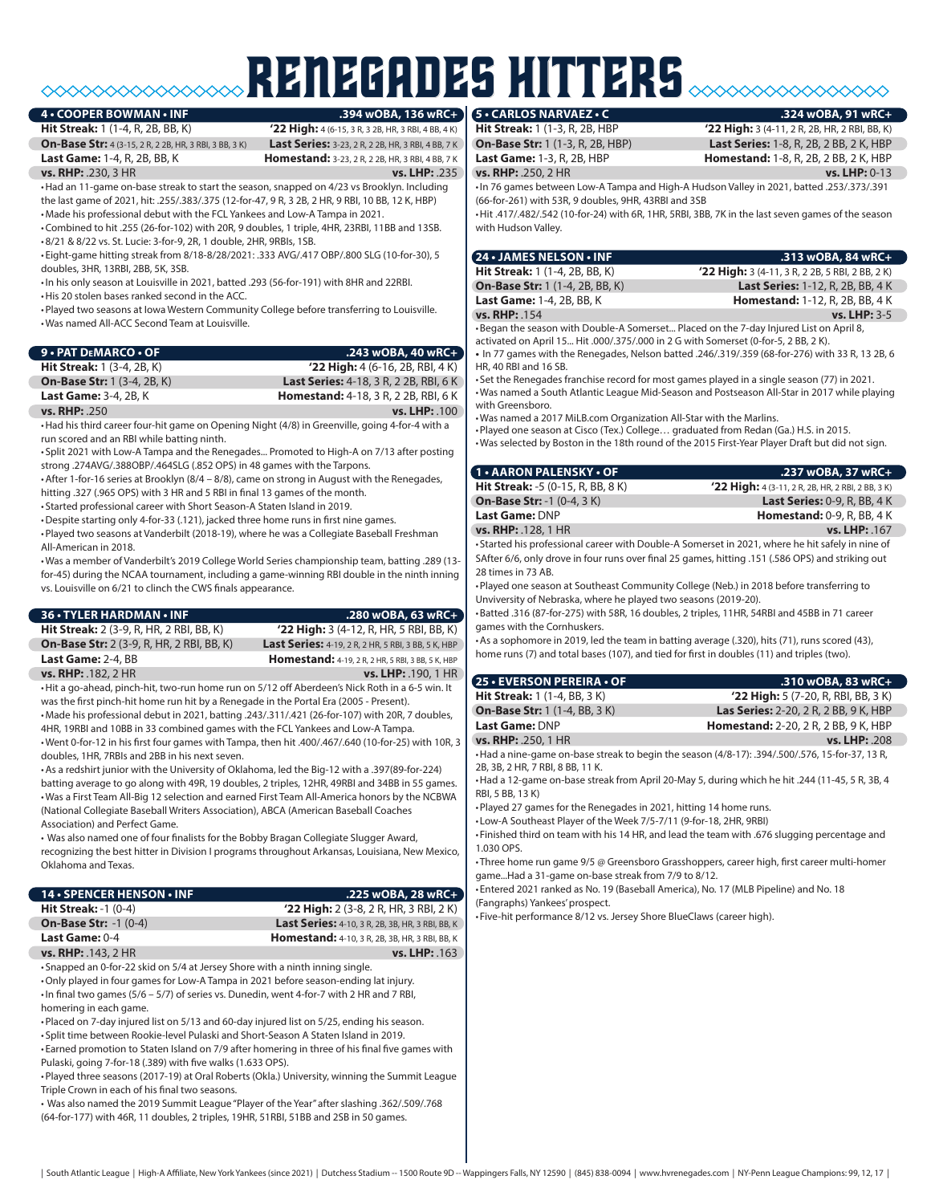# RENEGADES HITTERS

## 4 • COOPER BOWMAN • INF — .394 wOBA, 136 wRC+

**Hit Streak:** 1 (1-4, R, 2B, BB, K)
**'22 High:** 4 (6-15, 3 R, 3 2B, HR, 3 RBI, 4 BB, 4 K)
**On-Base Str:** 4 (3-15, 2 R, 2 2B, HR, 3 RBI, 3 BB, 3 K)
**Last Series:** 3-23, 2 R, 2 2B, HR, 3 RBI, 4 BB, 7 K
**Last Game:** 1-4, R, 2B, BB, K
**Homestand:** 3-23, 2 R, 2 2B, HR, 3 RBI, 4 BB, 7 K
**vs. RHP:** .230, 3 HR
**vs. LHP:** .235

- Had an 11-game on-base streak to start the season, snapped on 4/23 vs Brooklyn. Including the last game of 2021, hit: .255/.383/.375 (12-for-47, 9 R, 3 2B, 2 HR, 9 RBI, 10 BB, 12 K, HBP)
- Made his professional debut with the FCL Yankees and Low-A Tampa in 2021.
- Combined to hit .255 (26-for-102) with 20R, 9 doubles, 1 triple, 4HR, 23RBI, 11BB and 13SB.
- 8/21 & 8/22 vs. St. Lucie: 3-for-9, 2R, 1 double, 2HR, 9RBIs, 1SB.
- Eight-game hitting streak from 8/18-8/28/2021: .333 AVG/.417 OBP/.800 SLG (10-for-30), 5 doubles, 3HR, 13RBI, 2BB, 5K, 3SB.
- In his only season at Louisville in 2021, batted .293 (56-for-191) with 8HR and 22RBI.
- His 20 stolen bases ranked second in the ACC.
- Played two seasons at Iowa Western Community College before transferring to Louisville.
- Was named All-ACC Second Team at Louisville.

## 9 • PAT DeMARCO • OF — .243 wOBA, 40 wRC+

**Hit Streak:** 1 (3-4, 2B, K)
**'22 High:** 4 (6-16, 2B, RBI, 4 K)
**On-Base Str:** 1 (3-4, 2B, K)
**Last Series:** 4-18, 3 R, 2 2B, RBI, 6 K
**Last Game:** 3-4, 2B, K
**Homestand:** 4-18, 3 R, 2 2B, RBI, 6 K
**vs. RHP:** .250
**vs. LHP:** .100

- Had his third career four-hit game on Opening Night (4/8) in Greenville, going 4-for-4 with a run scored and an RBI while batting ninth.
- Split 2021 with Low-A Tampa and the Renegades... Promoted to High-A on 7/13 after posting strong .274AVG/.388OBP/.464SLG (.852 OPS) in 48 games with the Tarpons.
- After 1-for-16 series at Brooklyn (8/4 – 8/8), came on strong in August with the Renegades, hitting .327 (.965 OPS) with 3 HR and 5 RBI in final 13 games of the month.
- Started professional career with Short Season-A Staten Island in 2019.
- Despite starting only 4-for-33 (.121), jacked three home runs in first nine games.
- Played two seasons at Vanderbilt (2018-19), where he was a Collegiate Baseball Freshman All-American in 2018.
- Was a member of Vanderbilt's 2019 College World Series championship team, batting .289 (13-for-45) during the NCAA tournament, including a game-winning RBI double in the ninth inning vs. Louisville on 6/21 to clinch the CWS finals appearance.

## 36 • TYLER HARDMAN • INF — .280 wOBA, 63 wRC+

**Hit Streak:** 2 (3-9, R, HR, 2 RBI, BB, K)
**'22 High:** 3 (4-12, R, HR, 5 RBI, BB, K)
**On-Base Str:** 2 (3-9, R, HR, 2 RBI, BB, K)
**Last Series:** 4-19, 2 R, 2 HR, 5 RBI, 3 BB, 5 K, HBP
**Last Game:** 2-4, BB
**Homestand:** 4-19, 2 R, 2 HR, 5 RBI, 3 BB, 5 K, HBP
**vs. RHP:** .182, 2 HR
**vs. LHP:** .190, 1 HR

- Hit a go-ahead, pinch-hit, two-run home run on 5/12 off Aberdeen's Nick Roth in a 6-5 win. It was the first pinch-hit home run hit by a Renegade in the Portal Era (2005 - Present).
- Made his professional debut in 2021, batting .243/.311/.421 (26-for-107) with 20R, 7 doubles, 4HR, 19RBI and 10BB in 33 combined games with the FCL Yankees and Low-A Tampa.
- Went 0-for-12 in his first four games with Tampa, then hit .400/.467/.640 (10-for-25) with 10R, 3 doubles, 1HR, 7RBIs and 2BB in his next seven.
- As a redshirt junior with the University of Oklahoma, led the Big-12 with a .397(89-for-224) batting average to go along with 49R, 19 doubles, 2 triples, 12HR, 49RBI and 34BB in 55 games.
- Was a First Team All-Big 12 selection and earned First Team All-America honors by the NCBWA (National Collegiate Baseball Writers Association), ABCA (American Baseball Coaches Association) and Perfect Game.
- Was also named one of four finalists for the Bobby Bragan Collegiate Slugger Award, recognizing the best hitter in Division I programs throughout Arkansas, Louisiana, New Mexico, Oklahoma and Texas.

## 14 • SPENCER HENSON • INF — .225 wOBA, 28 wRC+

**Hit Streak:** -1 (0-4)
**'22 High:** 2 (3-8, 2 R, HR, 3 RBI, 2 K)
**On-Base Str:** -1 (0-4)
**Last Series:** 4-10, 3 R, 2B, 3B, HR, 3 RBI, BB, K
**Last Game:** 0-4
**Homestand:** 4-10, 3 R, 2B, 3B, HR, 3 RBI, BB, K
**vs. RHP:** .143, 2 HR
**vs. LHP:** .163

- Snapped an 0-for-22 skid on 5/4 at Jersey Shore with a ninth inning single.
- Only played in four games for Low-A Tampa in 2021 before season-ending lat injury.
- In final two games (5/6 – 5/7) of series vs. Dunedin, went 4-for-7 with 2 HR and 7 RBI, homering in each game.
- Placed on 7-day injured list on 5/13 and 60-day injured list on 5/25, ending his season.
- Split time between Rookie-level Pulaski and Short-Season-A Staten Island in 2019.
- Earned promotion to Staten Island on 7/9 after homering in three of his final five games with Pulaski, going 7-for-18 (.389) with five walks (1.633 OPS).
- Played three seasons (2017-19) at Oral Roberts (Okla.) University, winning the Summit League Triple Crown in each of his final two seasons.
- Was also named the 2019 Summit League "Player of the Year" after slashing .362/.509/.768 (64-for-177) with 46R, 11 doubles, 2 triples, 19HR, 51RBI, 51BB and 2SB in 50 games.

## 5 • CARLOS NARVAEZ • C — .324 wOBA, 91 wRC+

**Hit Streak:** 1 (1-3, R, 2B, HBP
**'22 High:** 3 (4-11, 2 R, 2B, HR, 2 RBI, BB, K)
**On-Base Str:** 1 (1-3, R, 2B, HBP)
**Last Series:** 1-8, R, 2B, 2 BB, 2 K, HBP
**Last Game:** 1-3, R, 2B, HBP
**Homestand:** 1-8, R, 2B, 2 BB, 2 K, HBP
**vs. RHP:** .250, 2 HR
**vs. LHP:** 0-13

- In 76 games between Low-A Tampa and High-A Hudson Valley in 2021, batted .253/.373/.391 (66-for-261) with 53R, 9 doubles, 9HR, 43RBI and 3SB
- Hit .417/.482/.542 (10-for-24) with 6R, 1HR, 5RBI, 3BB, 7K in the last seven games of the season with Hudson Valley.

## 24 • JAMES NELSON • INF — .313 wOBA, 84 wRC+

**Hit Streak:** 1 (1-4, 2B, BB, K)
**'22 High:** 3 (4-11, 3 R, 2 2B, 5 RBI, 2 BB, 2 K)
**On-Base Str:** 1 (1-4, 2B, BB, K)
**Last Series:** 1-12, R, 2B, BB, 4 K
**Last Game:** 1-4, 2B, BB, K
**Homestand:** 1-12, R, 2B, BB, 4 K
**vs. RHP:** .154
**vs. LHP:** 3-5

- Began the season with Double-A Somerset... Placed on the 7-day Injured List on April 8, activated on April 15... Hit .000/.375/.000 in 2 G with Somerset (0-for-5, 2 BB, 2 K).
- In 77 games with the Renegades, Nelson batted .246/.319/.359 (68-for-276) with 33 R, 13 2B, 6 HR, 40 RBI and 16 SB.
- Set the Renegades franchise record for most games played in a single season (77) in 2021.
- Was named a South Atlantic League Mid-Season and Postseason All-Star in 2017 while playing with Greensboro.
- Was named a 2017 MiLB.com Organization All-Star with the Marlins.
- Played one season at Cisco (Tex.) College… graduated from Redan (Ga.) H.S. in 2015.
- Was selected by Boston in the 18th round of the 2015 First-Year Player Draft but did not sign.

## 1 • AARON PALENSKY • OF — .237 wOBA, 37 wRC+

**Hit Streak:** -5 (0-15, R, BB, 8 K)
**'22 High:** 4 (3-11, 2 R, 2B, HR, 2 RBI, 2 BB, 3 K)
**On-Base Str:** -1 (0-4, 3 K)
**Last Series:** 0-9, R, BB, 4 K
**Last Game:** DNP
**Homestand:** 0-9, R, BB, 4 K
**vs. RHP:** .128, 1 HR
**vs. LHP:** .167

- Started his professional career with Double-A Somerset in 2021, where he hit safely in nine of SAfter 6/6, only drove in four runs over final 25 games, hitting .151 (.586 OPS) and striking out 28 times in 73 AB.
- Played one season at Southeast Community College (Neb.) in 2018 before transferring to University of Nebraska, where he played two seasons (2019-20).
- Batted .316 (87-for-275) with 58R, 16 doubles, 2 triples, 11HR, 54RBI and 45BB in 71 career games with the Cornhuskers.
- As a sophomore in 2019, led the team in batting average (.320), hits (71), runs scored (43), home runs (7) and total bases (107), and tied for first in doubles (11) and triples (two).

## 25 • EVERSON PEREIRA • OF — .310 wOBA, 83 wRC+

**Hit Streak:** 1 (1-4, BB, 3 K)
**'22 High:** 5 (7-20, R, RBI, BB, 3 K)
**On-Base Str:** 1 (1-4, BB, 3 K)
**Las Series:** 2-20, 2 R, 2 BB, 9 K, HBP
**Last Game:** DNP
**Homestand:** 2-20, 2 R, 2 BB, 9 K, HBP
**vs. RHP:** .250, 1 HR
**vs. LHP:** .208

- Had a nine-game on-base streak to begin the season (4/8-17): .394/.500/.576, 15-for-37, 13 R, 2B, 3B, 2 HR, 7 RBI, 8 BB, 11 K.
- Had a 12-game on-base streak from April 20-May 5, during which he hit .244 (11-45, 5 R, 3B, 4 RBI, 5 BB, 13 K)
- Played 27 games for the Renegades in 2021, hitting 14 home runs.
- Low-A Southeast Player of the Week 7/5-7/11 (9-for-18, 2HR, 9RBI)
- Finished third on team with his 14 HR, and lead the team with .676 slugging percentage and 1.030 OPS.
- Three home run game 9/5 @ Greensboro Grasshoppers, career high, first career multi-homer game...Had a 31-game on-base streak from 7/9 to 8/12.
- Entered 2021 ranked as No. 19 (Baseball America), No. 17 (MLB Pipeline) and No. 18 (Fangraphs) Yankees' prospect.
- Five-hit performance 8/12 vs. Jersey Shore BlueClaws (career high).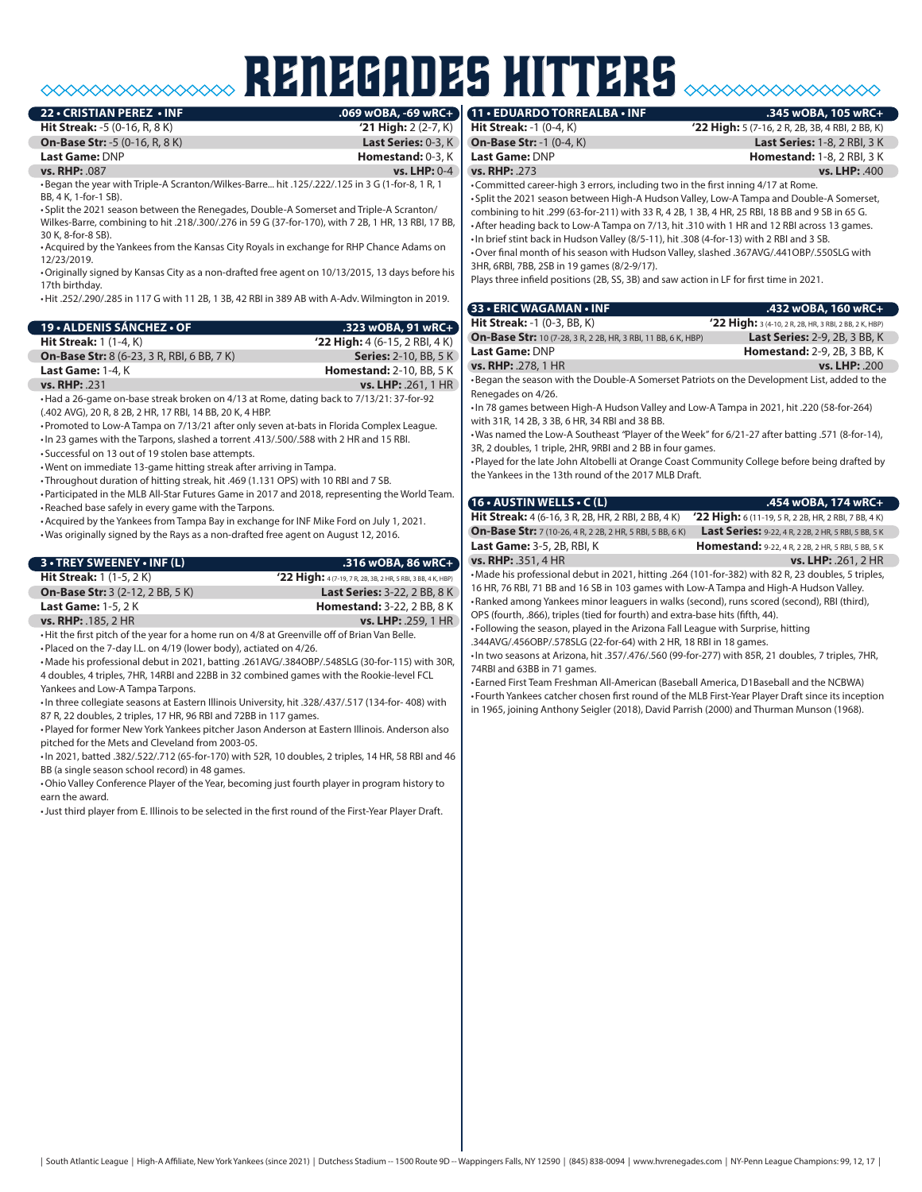# RENEGADES HITTERS

## 22 • CRISTIAN PEREZ • INF — .069 wOBA, -69 wRC+

**Hit Streak:** -5 (0-16, R, 8 K) | **'21 High:** 2 (2-7, K)
**On-Base Str:** -5 (0-16, R, 8 K) | **Last Series:** 0-3, K
**Last Game:** DNP | **Homestand:** 0-3, K
**vs. RHP:** .087 | **vs. LHP:** 0-4

- Began the year with Triple-A Scranton/Wilkes-Barre... hit .125/.222/.125 in 3 G (1-for-8, 1 R, 1 BB, 4 K, 1-for-1 SB).
- Split the 2021 season between the Renegades, Double-A Somerset and Triple-A Scranton/Wilkes-Barre, combining to hit .218/.300/.276 in 59 G (37-for-170), with 7 2B, 1 HR, 13 RBI, 17 BB, 30 K, 8-for-8 SB).
- Acquired by the Yankees from the Kansas City Royals in exchange for RHP Chance Adams on 12/23/2019.
- Originally signed by Kansas City as a non-drafted free agent on 10/13/2015, 13 days before his 17th birthday.
- Hit .252/.290/.285 in 117 G with 11 2B, 1 3B, 42 RBI in 389 AB with A-Adv. Wilmington in 2019.

## 19 • ALDENIS SÁNCHEZ • OF — .323 wOBA, 91 wRC+

**Hit Streak:** 1 (1-4, K) | **'22 High:** 4 (6-15, 2 RBI, 4 K)
**On-Base Str:** 8 (6-23, 3 R, RBI, 6 BB, 7 K) | **Series:** 2-10, BB, 5 K
**Last Game:** 1-4, K | **Homestand:** 2-10, BB, 5 K
**vs. RHP:** .231 | **vs. LHP:** .261, 1 HR

- Had a 26-game on-base streak broken on 4/13 at Rome, dating back to 7/13/21: 37-for-92 (.402 AVG), 20 R, 8 2B, 2 HR, 17 RBI, 14 BB, 20 K, 4 HBP.
- Promoted to Low-A Tampa on 7/13/21 after only seven at-bats in Florida Complex League.
- In 23 games with the Tarpons, slashed a torrent .413/.500/.588 with 2 HR and 15 RBI.
- Successful on 13 out of 19 stolen base attempts.
- Went on immediate 13-game hitting streak after arriving in Tampa.
- Throughout duration of hitting streak, hit .469 (1.131 OPS) with 10 RBI and 7 SB.
- Participated in the MLB All-Star Futures Game in 2017 and 2018, representing the World Team.
- Reached base safely in every game with the Tarpons.
- Acquired by the Yankees from Tampa Bay in exchange for INF Mike Ford on July 1, 2021.
- Was originally signed by the Rays as a non-drafted free agent on August 12, 2016.

## 3 • TREY SWEENEY • INF (L) — .316 wOBA, 86 wRC+

**Hit Streak:** 1 (1-5, 2 K) | **'22 High:** 4 (7-19, 7 R, 2B, 3B, 2 HR, 5 RBI, 3 BB, 4 K, HBP)
**On-Base Str:** 3 (2-12, 2 BB, 5 K) | **Last Series:** 3-22, 2 BB, 8 K
**Last Game:** 1-5, 2 K | **Homestand:** 3-22, 2 BB, 8 K
**vs. RHP:** .185, 2 HR | **vs. LHP:** .259, 1 HR

- Hit the first pitch of the year for a home run on 4/8 at Greenville off of Brian Van Belle.
- Placed on the 7-day I.L. on 4/19 (lower body), actiated on 4/26.
- Made his professional debut in 2021, batting .261AVG/.384OBP/.548SLG (30-for-115) with 30R, 4 doubles, 4 triples, 7HR, 14RBI and 22BB in 32 combined games with the Rookie-level FCL Yankees and Low-A Tampa Tarpons.
- In three collegiate seasons at Eastern Illinois University, hit .328/.437/.517 (134-for- 408) with 87 R, 22 doubles, 2 triples, 17 HR, 96 RBI and 72BB in 117 games.
- Played for former New York Yankees pitcher Jason Anderson at Eastern Illinois. Anderson also pitched for the Mets and Cleveland from 2003-05.
- In 2021, batted .382/.522/.712 (65-for-170) with 52R, 10 doubles, 2 triples, 14 HR, 58 RBI and 46 BB (a single season school record) in 48 games.
- Ohio Valley Conference Player of the Year, becoming just fourth player in program history to earn the award.
- Just third player from E. Illinois to be selected in the first round of the First-Year Player Draft.

## 11 • EDUARDO TORREALBA • INF — .345 wOBA, 105 wRC+

**Hit Streak:** -1 (0-4, K) | **'22 High:** 5 (7-16, 2 R, 2B, 3B, 4 RBI, 2 BB, K)
**On-Base Str:** -1 (0-4, K) | **Last Series:** 1-8, 2 RBI, 3 K
**Last Game:** DNP | **Homestand:** 1-8, 2 RBI, 3 K
**vs. RHP:** .273 | **vs. LHP:** .400

- Committed career-high 3 errors, including two in the first inning 4/17 at Rome.
- Split the 2021 season between High-A Hudson Valley, Low-A Tampa and Double-A Somerset, combining to hit .299 (63-for-211) with 33 R, 4 2B, 1 3B, 4 HR, 25 RBI, 18 BB and 9 SB in 65 G.
- After heading back to Low-A Tampa on 7/13, hit .310 with 1 HR and 12 RBI across 13 games.
- In brief stint back in Hudson Valley (8/5-11), hit .308 (4-for-13) with 2 RBI and 3 SB.
- Over final month of his season with Hudson Valley, slashed .367AVG/.441OBP/.550SLG with 3HR, 6RBI, 7BB, 2SB in 19 games (8/2-9/17).

Plays three infield positions (2B, SS, 3B) and saw action in LF for first time in 2021.

## 33 • ERIC WAGAMAN • INF — .432 wOBA, 160 wRC+

**Hit Streak:** -1 (0-3, BB, K) | **'22 High:** 3 (4-10, 2 R, 2B, HR, 3 RBI, 2 BB, 2 K, HBP)
**On-Base Str:** 10 (7-28, 3 R, 2 2B, HR, 3 RBI, 11 BB, 6 K, HBP) | **Last Series:** 2-9, 2B, 3 BB, K
**Last Game:** DNP | **Homestand:** 2-9, 2B, 3 BB, K
**vs. RHP:** .278, 1 HR | **vs. LHP:** .200

- Began the season with the Double-A Somerset Patriots on the Development List, added to the Renegades on 4/26.
- In 78 games between High-A Hudson Valley and Low-A Tampa in 2021, hit .220 (58-for-264) with 31R, 14 2B, 3 3B, 6 HR, 34 RBI and 38 BB.
- Was named the Low-A Southeast "Player of the Week" for 6/21-27 after batting .571 (8-for-14), 3R, 2 doubles, 1 triple, 2HR, 9RBI and 2 BB in four games.
- Played for the late John Altobelli at Orange Coast Community College before being drafted by the Yankees in the 13th round of the 2017 MLB Draft.

## 16 • AUSTIN WELLS • C (L) — .454 wOBA, 174 wRC+

**Hit Streak:** 4 (6-16, 3 R, 2B, HR, 2 RBI, 2 BB, 4 K) | **'22 High:** 6 (11-19, 5 R, 2 2B, HR, 2 RBI, 7 BB, 4 K)
**On-Base Str:** 7 (10-26, 4 R, 2 2B, 2 HR, 5 RBI, 5 BB, 6 K) | **Last Series:** 9-22, 4 R, 2 2B, 2 HR, 5 RBI, 5 BB, 5 K
**Last Game:** 3-5, 2B, RBI, K | **Homestand:** 9-22, 4 R, 2 2B, 2 HR, 5 RBI, 5 BB, 5 K
**vs. RHP:** .351, 4 HR | **vs. LHP:** .261, 2 HR

- Made his professional debut in 2021, hitting .264 (101-for-382) with 82 R, 23 doubles, 5 triples, 16 HR, 76 RBI, 71 BB and 16 SB in 103 games with Low-A Tampa and High-A Hudson Valley.
- Ranked among Yankees minor leaguers in walks (second), runs scored (second), RBI (third), OPS (fourth, .866), triples (tied for fourth) and extra-base hits (fifth, 44).
- Following the season, played in the Arizona Fall League with Surprise, hitting .344AVG/.456OBP/.578SLG (22-for-64) with 2 HR, 18 RBI in 18 games.
- In two seasons at Arizona, hit .357/.476/.560 (99-for-277) with 85R, 21 doubles, 7 triples, 7HR, 74RBI and 63BB in 71 games.
- Earned First Team Freshman All-American (Baseball America, D1Baseball and the NCBWA)
- Fourth Yankees catcher chosen first round of the MLB First-Year Player Draft since its inception in 1965, joining Anthony Seigler (2018), David Parrish (2000) and Thurman Munson (1968).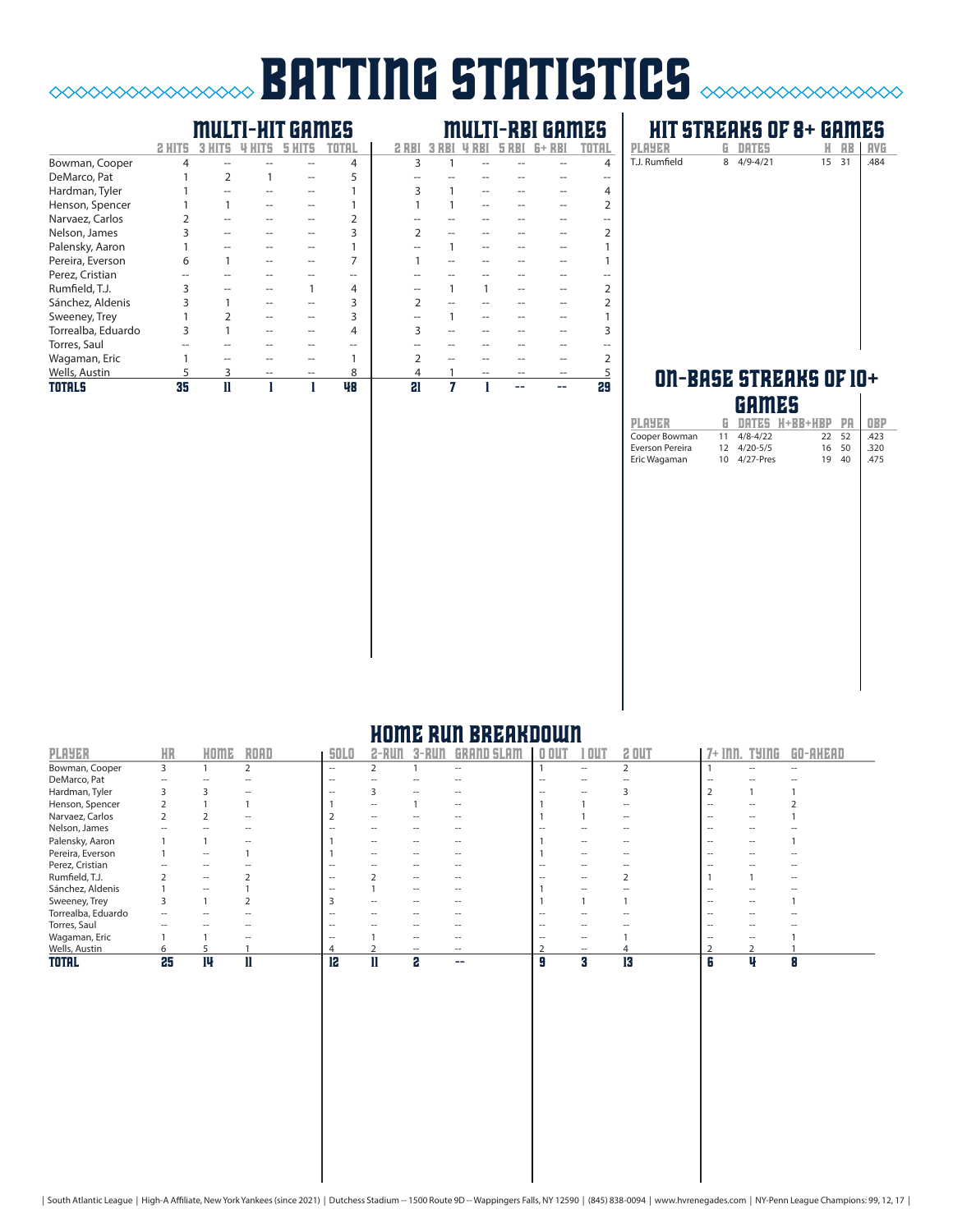# BATTING STATISTICS

## MULTI-HIT GAMES / MULTI-RBI GAMES

| | 2 HITS | 3 HITS | 4 HITS | 5 HITS | TOTAL | 2 RBI | 3 RBI | 4 RBI | 5 RBI | 6+ RBI | TOTAL |
|---|---|---|---|---|---|---|---|---|---|---|---|
| Bowman, Cooper | 4 | -- | -- | -- | 4 | 3 | 1 | -- | -- | -- | 4 |
| DeMarco, Pat | 1 | 2 | 1 | -- | 5 | -- | -- | -- | -- | -- | -- |
| Hardman, Tyler | 1 | -- | -- | -- | 1 | 3 | 1 | -- | -- | -- | 4 |
| Henson, Spencer | 1 | 1 | -- | -- | 1 | 1 | 1 | -- | -- | -- | 2 |
| Narvaez, Carlos | 2 | -- | -- | -- | 2 | -- | -- | -- | -- | -- | -- |
| Nelson, James | 3 | -- | -- | -- | 3 | 2 | -- | -- | -- | -- | 2 |
| Palensky, Aaron | 1 | -- | -- | -- | 1 | -- | 1 | -- | -- | -- | 1 |
| Pereira, Everson | 6 | 1 | -- | -- | 7 | 1 | -- | -- | -- | -- | 1 |
| Perez, Cristian | -- | -- | -- | -- | -- | -- | -- | -- | -- | -- | -- |
| Rumfield, T.J. | 3 | -- | -- | 1 | 4 | -- | 1 | 1 | -- | -- | 2 |
| Sánchez, Aldenis | 3 | 1 | -- | -- | 3 | 2 | -- | -- | -- | -- | 2 |
| Sweeney, Trey | 1 | 2 | -- | -- | 3 | -- | 1 | -- | -- | -- | 1 |
| Torrealba, Eduardo | 3 | 1 | -- | -- | 4 | 3 | -- | -- | -- | -- | 3 |
| Torres, Saul | -- | -- | -- | -- | -- | -- | -- | -- | -- | -- | -- |
| Wagaman, Eric | 1 | -- | -- | -- | 1 | 2 | -- | -- | -- | -- | 2 |
| Wells, Austin | 5 | 3 | -- | -- | 8 | 4 | 1 | -- | -- | -- | 5 |
| **TOTALS** | **35** | **11** | **1** | **1** | **48** | **21** | **7** | **1** | **--** | **--** | **29** |

## HIT STREAKS OF 8+ GAMES

| PLAYER | G | DATES | H | AB | AVG |
|---|---|---|---|---|---|
| T.J. Rumfield | 8 | 4/9-4/21 | 15 | 31 | .484 |

## ON-BASE STREAKS OF 10+ GAMES

| PLAYER | G | DATES | H+BB+HBP | PA | OBP |
|---|---|---|---|---|---|
| Cooper Bowman | 11 | 4/8-4/22 | 22 | 52 | .423 |
| Everson Pereira | 12 | 4/20-5/5 | 16 | 50 | .320 |
| Eric Wagaman | 10 | 4/27-Pres | 19 | 40 | .475 |

## HOME RUN BREAKDOWN

| PLAYER | HR | HOME | ROAD | SOLO | 2-RUN | 3-RUN | GRAND SLAM | 0 OUT | 1 OUT | 2 OUT | 7+ INN. | TYING | GO-AHEAD |
|---|---|---|---|---|---|---|---|---|---|---|---|---|---|
| Bowman, Cooper | 3 | 1 | 2 | -- | 2 | 1 | -- | 1 | -- | 2 | 1 | -- | -- |
| DeMarco, Pat | -- | -- | -- | -- | -- | -- | -- | -- | -- | -- | -- | -- | -- |
| Hardman, Tyler | 3 | 3 | -- | -- | 3 | -- | -- | -- | -- | 3 | 2 | 1 | 1 |
| Henson, Spencer | 2 | 1 | 1 | 1 | -- | 1 | -- | 1 | 1 | -- | -- | -- | 2 |
| Narvaez, Carlos | 2 | 2 | -- | 2 | -- | -- | -- | 1 | 1 | -- | -- | -- | 1 |
| Nelson, James | -- | -- | -- | -- | -- | -- | -- | -- | -- | -- | -- | -- | -- |
| Palensky, Aaron | 1 | 1 | -- | 1 | -- | -- | -- | 1 | -- | -- | -- | -- | 1 |
| Pereira, Everson | 1 | -- | 1 | 1 | -- | -- | -- | 1 | -- | -- | -- | -- | -- |
| Perez, Cristian | -- | -- | -- | -- | -- | -- | -- | -- | -- | -- | -- | -- | -- |
| Rumfield, T.J. | 2 | -- | 2 | -- | 2 | -- | -- | -- | -- | 2 | 1 | 1 | -- |
| Sánchez, Aldenis | 1 | -- | 1 | -- | 1 | -- | -- | 1 | -- | -- | -- | -- | -- |
| Sweeney, Trey | 3 | 1 | 2 | 3 | -- | -- | -- | 1 | 1 | 1 | -- | -- | 1 |
| Torrealba, Eduardo | -- | -- | -- | -- | -- | -- | -- | -- | -- | -- | -- | -- | -- |
| Torres, Saul | -- | -- | -- | -- | -- | -- | -- | -- | -- | -- | -- | -- | -- |
| Wagaman, Eric | 1 | 1 | -- | -- | 1 | -- | -- | -- | -- | 1 | -- | -- | 1 |
| Wells, Austin | 6 | 5 | 1 | 4 | 2 | -- | -- | 2 | -- | 4 | 2 | 2 | 1 |
| **TOTAL** | **25** | **14** | **11** | **12** | **11** | **2** | **--** | **9** | **3** | **13** | **6** | **4** | **8** |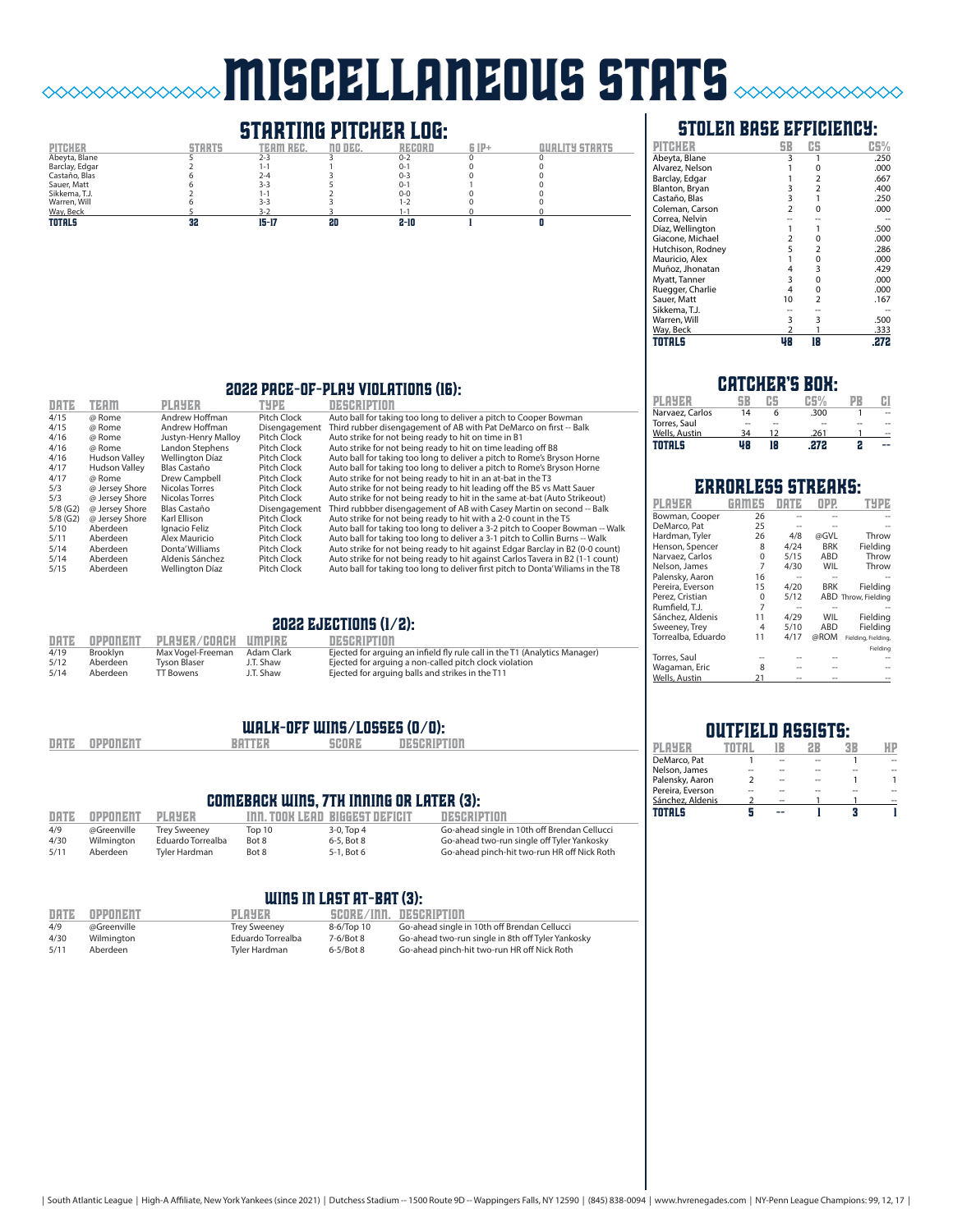# MISCELLANEOUS STATS

## STARTING PITCHER LOG:

| PITCHER | STARTS | TEAM REC. | NO DEC. | RECORD | 6 IP+ | QUALITY STARTS |
|---|---|---|---|---|---|---|
| Abeyta, Blane | 5 | 2-3 | 3 | 0-2 | 0 | 0 |
| Barclay, Edgar | 2 | 1-1 | 1 | 0-1 | 0 | 0 |
| Castaño, Blas | 6 | 2-4 | 3 | 0-3 | 0 | 0 |
| Sauer, Matt | 6 | 3-3 | 5 | 0-1 | 1 | 0 |
| Sikkema, T.J. | 2 | 1-1 | 2 | 0-0 | 0 | 0 |
| Warren, Will | 6 | 3-3 | 3 | 1-2 | 0 | 0 |
| Way, Beck | 5 | 3-2 | 3 | 1-1 | 0 | 0 |
| **TOTALS** | **32** | **15-17** | **20** | **2-10** | **1** | **0** |

## 2022 PACE-OF-PLAY VIOLATIONS (16):

| DATE | TEAM | PLAYER | TYPE | DESCRIPTION |
|---|---|---|---|---|
| 4/15 | @ Rome | Andrew Hoffman | Pitch Clock | Auto ball for taking too long to deliver a pitch to Cooper Bowman |
| 4/15 | @ Rome | Andrew Hoffman | Disengagement | Third rubber disengagement of AB with Pat DeMarco on first -- Balk |
| 4/16 | @ Rome | Justyn-Henry Malloy | Pitch Clock | Auto strike for not being ready to hit on time in B1 |
| 4/16 | @ Rome | Landon Stephens | Pitch Clock | Auto strike for not being ready to hit on time leading off B8 |
| 4/16 | Hudson Valley | Wellington Díaz | Pitch Clock | Auto ball for taking too long to deliver a pitch to Rome's Bryson Horne |
| 4/17 | Hudson Valley | Blas Castaño | Pitch Clock | Auto ball for taking too long to deliver a pitch to Rome's Bryson Horne |
| 4/17 | @ Rome | Drew Campbell | Pitch Clock | Auto strike for not being ready to hit in an at-bat in the T3 |
| 5/3 | @ Jersey Shore | Nicolas Torres | Pitch Clock | Auto strike for not being ready to hit leading off the B5 vs Matt Sauer |
| 5/3 | @ Jersey Shore | Nicolas Torres | Pitch Clock | Auto strike for not being ready to hit in the same at-bat (Auto Strikeout) |
| 5/8 (G2) | @ Jersey Shore | Blas Castaño | Disengagement | Third rubbber disengagement of AB with Casey Martin on second -- Balk |
| 5/8 (G2) | @ Jersey Shore | Karl Ellison | Pitch Clock | Auto strike for not being ready to hit with a 2-0 count in the T5 |
| 5/10 | Aberdeen | Ignacio Feliz | Pitch Clock | Auto ball for taking too long to deliver a 3-2 pitch to Cooper Bowman -- Walk |
| 5/11 | Aberdeen | Alex Mauricio | Pitch Clock | Auto ball for taking too long to deliver a 3-1 pitch to Collin Burns -- Walk |
| 5/14 | Aberdeen | Donta' Williams | Pitch Clock | Auto strike for not being ready to hit against Edgar Barclay in B2 (0-0 count) |
| 5/14 | Aberdeen | Aldenis Sánchez | Pitch Clock | Auto strike for not being ready to hit against Carlos Tavera in B2 (1-1 count) |
| 5/15 | Aberdeen | Wellington Díaz | Pitch Clock | Auto ball for taking too long to deliver first pitch to Donta' Wiliams in the T8 |

## 2022 EJECTIONS (1/2):

| DATE | OPPONENT | PLAYER/COACH | UMPIRE | DESCRIPTION |
|---|---|---|---|---|
| 4/19 | Brooklyn | Max Vogel-Freeman | Adam Clark | Ejected for arguing an infield fly rule call in the T1 (Analytics Manager) |
| 5/12 | Aberdeen | Tyson Blaser | J.T. Shaw | Ejected for arguing a non-called pitch clock violation |
| 5/14 | Aberdeen | TT Bowens | J.T. Shaw | Ejected for arguing balls and strikes in the T11 |

## WALK-OFF WINS/LOSSES (0/0):

| DATE | OPPONENT | BATTER | SCORE | DESCRIPTION |
|---|---|---|---|---|

## COMEBACK WINS, 7TH INNING OR LATER (3):

| DATE | OPPONENT | PLAYER | INN. TOOK LEAD | BIGGEST DEFICIT | DESCRIPTION |
|---|---|---|---|---|---|
| 4/9 | @Greenville | Trey Sweeney | Top 10 | 3-0, Top 4 | Go-ahead single in 10th off Brendan Cellucci |
| 4/30 | Wilmington | Eduardo Torrealba | Bot 8 | 6-5, Bot 8 | Go-ahead two-run single off Tyler Yankosky |
| 5/11 | Aberdeen | Tyler Hardman | Bot 8 | 5-1, Bot 6 | Go-ahead pinch-hit two-run HR off Nick Roth |

## WINS IN LAST AT-BAT (3):

| DATE | OPPONENT | PLAYER | SCORE/INN. | DESCRIPTION |
|---|---|---|---|---|
| 4/9 | @Greenville | Trey Sweeney | 8-6/Top 10 | Go-ahead single in 10th off Brendan Cellucci |
| 4/30 | Wilmington | Eduardo Torrealba | 7-6/Bot 8 | Go-ahead two-run single in 8th off Tyler Yankosky |
| 5/11 | Aberdeen | Tyler Hardman | 6-5/Bot 8 | Go-ahead pinch-hit two-run HR off Nick Roth |

## STOLEN BASE EFFICIENCY:

| PITCHER | SB | CS | CS% |
|---|---|---|---|
| Abeyta, Blane | 3 | 1 | .250 |
| Alvarez, Nelson | 1 | 0 | .000 |
| Barclay, Edgar | 1 | 2 | .667 |
| Blanton, Bryan | 3 | 2 | .400 |
| Castaño, Blas | 3 | 1 | .250 |
| Coleman, Carson | 2 | 0 | .000 |
| Correa, Nelvin | -- | -- | -- |
| Díaz, Wellington | 1 | 1 | .500 |
| Giacone, Michael | 2 | 0 | .000 |
| Hutchison, Rodney | 5 | 2 | .286 |
| Mauricio, Alex | 1 | 0 | .000 |
| Muñoz, Jhonatan | 4 | 3 | .429 |
| Myatt, Tanner | 3 | 0 | .000 |
| Ruegger, Charlie | 4 | 0 | .000 |
| Sauer, Matt | 10 | 2 | .167 |
| Sikkema, T.J. | -- | -- | -- |
| Warren, Will | 3 | 3 | .500 |
| Way, Beck | 2 | 1 | .333 |
| **TOTALS** | **48** | **18** | **.272** |

## CATCHER'S BOX:

| PLAYER | SB | CS | CS% | PB | CI |
|---|---|---|---|---|---|
| Narvaez, Carlos | 14 | 6 | .300 | 1 | -- |
| Torres, Saul | -- | -- | -- | -- | -- |
| Wells, Austin | 34 | 12 | .261 | 1 | -- |
| **TOTALS** | **48** | **18** | **.272** | **2** | **--** |

## ERRORLESS STREAKS:

| PLAYER | GAMES | DATE | OPP. | TYPE |
|---|---|---|---|---|
| Bowman, Cooper | 26 | -- | -- | -- |
| DeMarco, Pat | 25 | -- | -- | -- |
| Hardman, Tyler | 26 | 4/8 | @GVL | Throw |
| Henson, Spencer | 8 | 4/24 | BRK | Fielding |
| Narvaez, Carlos | 0 | 5/15 | ABD | Throw |
| Nelson, James | 7 | 4/30 | WIL | Throw |
| Palensky, Aaron | 16 | -- | -- | -- |
| Pereira, Everson | 15 | 4/20 | BRK | Fielding |
| Perez, Cristian | 0 | 5/12 | ABD | Throw, Fielding |
| Rumfield, T.J. | 7 | -- | -- | -- |
| Sánchez, Aldenis | 11 | 4/29 | WIL | Fielding |
| Sweeney, Trey | 4 | 5/10 | ABD | Fielding |
| Torrealba, Eduardo | 11 | 4/17 | @ROM | Fielding, Fielding, Fielding |
| Torres, Saul | -- | -- | -- | -- |
| Wagaman, Eric | 8 | -- | -- | -- |
| Wells, Austin | 21 | -- | -- | -- |

## OUTFIELD ASSISTS:

| PLAYER | TOTAL | 1B | 2B | 3B | HP |
|---|---|---|---|---|---|
| DeMarco, Pat | 1 | -- | -- | 1 | -- |
| Nelson, James | -- | -- | -- | -- | -- |
| Palensky, Aaron | 2 | -- | -- | 1 | 1 |
| Pereira, Everson | -- | -- | -- | -- | -- |
| Sánchez, Aldenis | 2 | -- | 1 | 1 | -- |
| **TOTALS** | **5** | **--** | **1** | **3** | **1** |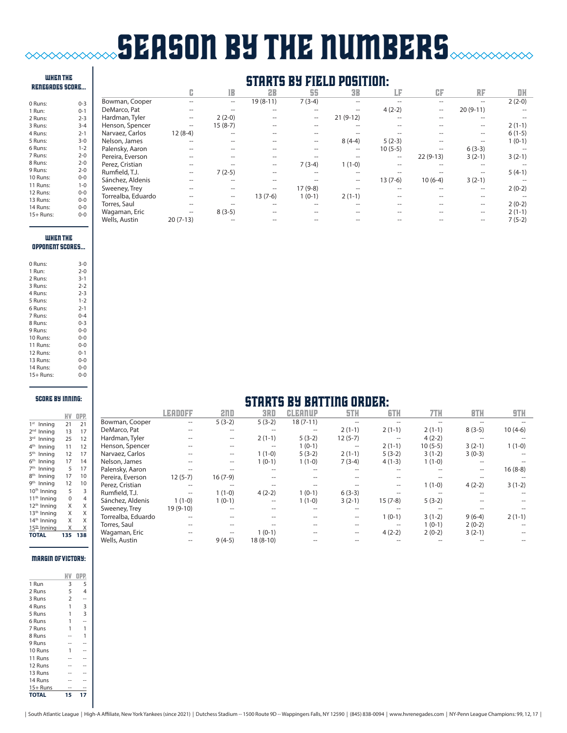# SEASON BY THE NUMBERS

### WHEN THE RENEGADES SCORE...

| | |
|---|---|
| 0 Runs: | 0-3 |
| 1 Run: | 0-1 |
| 2 Runs: | 2-3 |
| 3 Runs: | 3-4 |
| 4 Runs: | 2-1 |
| 5 Runs: | 3-0 |
| 6 Runs: | 1-2 |
| 7 Runs: | 2-0 |
| 8 Runs: | 2-0 |
| 9 Runs: | 2-0 |
| 10 Runs: | 0-0 |
| 11 Runs: | 1-0 |
| 12 Runs: | 0-0 |
| 13 Runs: | 0-0 |
| 14 Runs: | 0-0 |
| 15+ Runs: | 0-0 |

### WHEN THE OPPONENT SCORES...

| | |
|---|---|
| 0 Runs: | 3-0 |
| 1 Run: | 2-0 |
| 2 Runs: | 3-1 |
| 3 Runs: | 2-2 |
| 4 Runs: | 2-3 |
| 5 Runs: | 1-2 |
| 6 Runs: | 2-1 |
| 7 Runs: | 0-4 |
| 8 Runs: | 0-3 |
| 9 Runs: | 0-0 |
| 10 Runs: | 0-0 |
| 11 Runs: | 0-0 |
| 12 Runs: | 0-1 |
| 13 Runs: | 0-0 |
| 14 Runs: | 0-0 |
| 15+ Runs: | 0-0 |

### SCORE BY INNING:

| | HV | OPP. |
|---|---|---|
| 1st Inning | 21 | 21 |
| 2nd Inning | 13 | 17 |
| 3rd Inning | 25 | 12 |
| 4th Inning | 11 | 12 |
| 5th Inning | 12 | 17 |
| 6th Inning | 17 | 14 |
| 7th Inning | 5 | 17 |
| 8th Inning | 17 | 10 |
| 9th Inning | 12 | 10 |
| 10th Inning | 5 | 3 |
| 11th Inning | 0 | 4 |
| 12th Inning | X | X |
| 13th Inning | X | X |
| 14th Inning | X | X |
| 15th Inning | X | X |
| **TOTAL** | **135** | **138** |

### MARGIN OF VICTORY:

| | HV | OPP. |
|---|---|---|
| 1 Run | 3 | 5 |
| 2 Runs | 5 | 4 |
| 3 Runs | 2 | -- |
| 4 Runs | 1 | 3 |
| 5 Runs | 1 | 3 |
| 6 Runs | 1 | -- |
| 7 Runs | 1 | 1 |
| 8 Runs | -- | 1 |
| 9 Runs | -- | -- |
| 10 Runs | 1 | -- |
| 11 Runs | -- | -- |
| 12 Runs | -- | -- |
| 13 Runs | -- | -- |
| 14 Runs | -- | -- |
| 15+ Runs | -- | -- |
| **TOTAL** | **15** | **17** |

## STARTS BY FIELD POSITION:

| | C | 1B | 2B | SS | 3B | LF | CF | RF | DH |
|---|---|---|---|---|---|---|---|---|---|
| Bowman, Cooper | -- | -- | 19 (8-11) | 7 (3-4) | -- | -- | -- | -- | 2 (2-0) |
| DeMarco, Pat | -- | -- | -- | -- | -- | 4 (2-2) | -- | 20 (9-11) | -- |
| Hardman, Tyler | -- | 2 (2-0) | -- | -- | 21 (9-12) | -- | -- | -- | -- |
| Henson, Spencer | -- | 15 (8-7) | -- | -- | -- | -- | -- | -- | 2 (1-1) |
| Narvaez, Carlos | 12 (8-4) | -- | -- | -- | -- | -- | -- | -- | 6 (1-5) |
| Nelson, James | -- | -- | -- | -- | 8 (4-4) | 5 (2-3) | -- | -- | 1 (0-1) |
| Palensky, Aaron | -- | -- | -- | -- | -- | 10 (5-5) | -- | 6 (3-3) | -- |
| Pereira, Everson | -- | -- | -- | -- | -- | -- | 22 (9-13) | 3 (2-1) | 3 (2-1) |
| Perez, Cristian | -- | -- | -- | 7 (3-4) | 1 (1-0) | -- | -- | -- | -- |
| Rumfield, T.J. | -- | 7 (2-5) | -- | -- | -- | -- | -- | -- | 5 (4-1) |
| Sánchez, Aldenis | -- | -- | -- | -- | -- | 13 (7-6) | 10 (6-4) | 3 (2-1) | -- |
| Sweeney, Trey | -- | -- | -- | 17 (9-8) | -- | -- | -- | -- | 2 (0-2) |
| Torrealba, Eduardo | -- | -- | 13 (7-6) | 1 (0-1) | 2 (1-1) | -- | -- | -- | -- |
| Torres, Saul | -- | -- | -- | -- | -- | -- | -- | -- | 2 (0-2) |
| Wagaman, Eric | -- | 8 (3-5) | -- | -- | -- | -- | -- | -- | 2 (1-1) |
| Wells, Austin | 20 (7-13) | -- | -- | -- | -- | -- | -- | -- | 7 (5-2) |

## STARTS BY BATTING ORDER:

| | LEADOFF | 2ND | 3RD | CLEANUP | 5TH | 6TH | 7TH | 8TH | 9TH |
|---|---|---|---|---|---|---|---|---|---|
| Bowman, Cooper | -- | 5 (3-2) | 5 (3-2) | 18 (7-11) | -- | -- | -- | -- | -- |
| DeMarco, Pat | -- | -- | -- | -- | 2 (1-1) | 2 (1-1) | 2 (1-1) | 8 (3-5) | 10 (4-6) |
| Hardman, Tyler | -- | -- | 2 (1-1) | 5 (3-2) | 12 (5-7) | -- | 4 (2-2) | -- | -- |
| Henson, Spencer | -- | -- | -- | 1 (0-1) | -- | 2 (1-1) | 10 (5-5) | 3 (2-1) | 1 (1-0) |
| Narvaez, Carlos | -- | -- | 1 (1-0) | 5 (3-2) | 2 (1-1) | 5 (3-2) | 3 (1-2) | 3 (0-3) | -- |
| Nelson, James | -- | -- | 1 (0-1) | 1 (1-0) | 7 (3-4) | 4 (1-3) | 1 (1-0) | -- | -- |
| Palensky, Aaron | -- | -- | -- | -- | -- | -- | -- | -- | 16 (8-8) |
| Pereira, Everson | 12 (5-7) | 16 (7-9) | -- | -- | -- | -- | -- | -- | -- |
| Perez, Cristian | -- | -- | -- | -- | -- | -- | 1 (1-0) | 4 (2-2) | 3 (1-2) |
| Rumfield, T.J. | -- | 1 (1-0) | 4 (2-2) | 1 (0-1) | 6 (3-3) | -- | -- | -- | -- |
| Sánchez, Aldenis | 1 (1-0) | 1 (0-1) | -- | 1 (1-0) | 3 (2-1) | 15 (7-8) | 5 (3-2) | -- | -- |
| Sweeney, Trey | 19 (9-10) | -- | -- | -- | -- | -- | -- | -- | -- |
| Torrealba, Eduardo | -- | -- | -- | -- | -- | 1 (0-1) | 3 (1-2) | 9 (6-4) | 2 (1-1) |
| Torres, Saul | -- | -- | -- | -- | -- | -- | 1 (0-1) | 2 (0-2) | -- |
| Wagaman, Eric | -- | -- | 1 (0-1) | -- | -- | 4 (2-2) | 2 (0-2) | 3 (2-1) | -- |
| Wells, Austin | -- | 9 (4-5) | 18 (8-10) | -- | -- | -- | -- | -- | -- |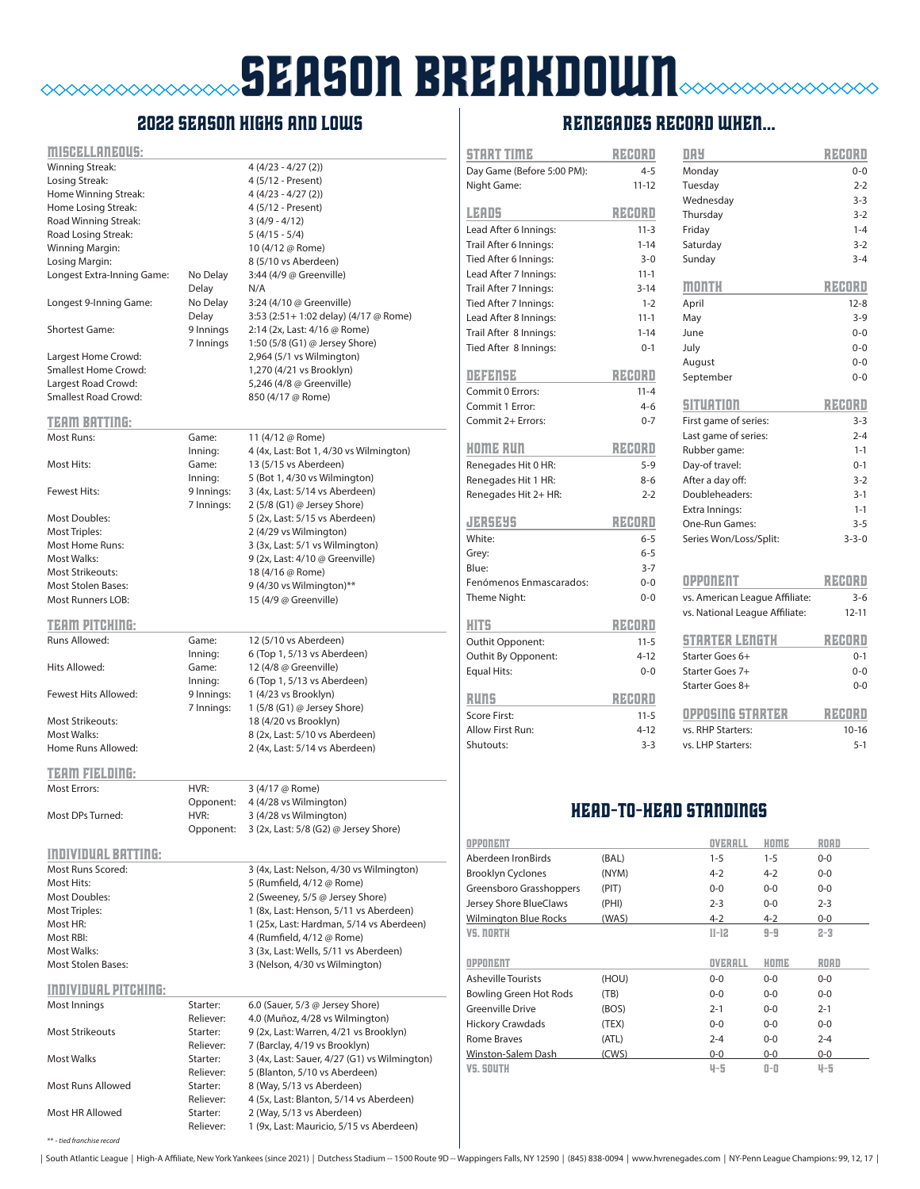# SEASON BREAKDOWN

## 2022 SEASON HIGHS AND LOWS

### MISCELLANEOUS:

| | | |
|---|---|---|
| Winning Streak: | | 4 (4/23 - 4/27 (2)) |
| Losing Streak: | | 4 (5/12 - Present) |
| Home Winning Streak: | | 4 (4/23 - 4/27 (2)) |
| Home Losing Streak: | | 4 (5/12 - Present) |
| Road Winning Streak: | | 3 (4/9 - 4/12) |
| Road Losing Streak: | | 5 (4/15 - 5/4) |
| Winning Margin: | | 10 (4/12 @ Rome) |
| Losing Margin: | | 8 (5/10 vs Aberdeen) |
| Longest Extra-Inning Game: | No Delay | 3:44 (4/9 @ Greenville) |
| | Delay | N/A |
| Longest 9-Inning Game: | No Delay | 3:24 (4/10 @ Greenville) |
| | Delay | 3:53 (2:51+ 1:02 delay) (4/17 @ Rome) |
| Shortest Game: | 9 Innings | 2:14 (2x, Last: 4/16 @ Rome) |
| | 7 Innings | 1:50 (5/8 (G1) @ Jersey Shore) |
| Largest Home Crowd: | | 2,964 (5/1 vs Wilmington) |
| Smallest Home Crowd: | | 1,270 (4/21 vs Brooklyn) |
| Largest Road Crowd: | | 5,246 (4/8 @ Greenville) |
| Smallest Road Crowd: | | 850 (4/17 @ Rome) |

### TEAM BATTING:

| | | |
|---|---|---|
| Most Runs: | Game: | 11 (4/12 @ Rome) |
| | Inning: | 4 (4x, Last: Bot 1, 4/30 vs Wilmington) |
| Most Hits: | Game: | 13 (5/15 vs Aberdeen) |
| | Inning: | 5 (Bot 1, 4/30 vs Wilmington) |
| Fewest Hits: | 9 Innings: | 3 (4x, Last: 5/14 vs Aberdeen) |
| | 7 Innings: | 2 (5/8 (G1) @ Jersey Shore) |
| Most Doubles: | | 5 (2x, Last: 5/15 vs Aberdeen) |
| Most Triples: | | 2 (4/29 vs Wilmington) |
| Most Home Runs: | | 3 (3x, Last: 5/1 vs Wilmington) |
| Most Walks: | | 9 (2x, Last: 4/10 @ Greenville) |
| Most Strikeouts: | | 18 (4/16 @ Rome) |
| Most Stolen Bases: | | 9 (4/30 vs Wilmington)** |
| Most Runners LOB: | | 15 (4/9 @ Greenville) |

### TEAM PITCHING:

| | | |
|---|---|---|
| Runs Allowed: | Game: | 12 (5/10 vs Aberdeen) |
| | Inning: | 6 (Top 1, 5/13 vs Aberdeen) |
| Hits Allowed: | Game: | 12 (4/8 @ Greenville) |
| | Inning: | 6 (Top 1, 5/13 vs Aberdeen) |
| Fewest Hits Allowed: | 9 Innings: | 1 (4/23 vs Brooklyn) |
| | 7 Innings: | 1 (5/8 (G1) @ Jersey Shore) |
| Most Strikeouts: | | 18 (4/20 vs Brooklyn) |
| Most Walks: | | 8 (2x, Last: 5/10 vs Aberdeen) |
| Home Runs Allowed: | | 2 (4x, Last: 5/14 vs Aberdeen) |

### TEAM FIELDING:

| | | |
|---|---|---|
| Most Errors: | HVR: | 3 (4/17 @ Rome) |
| | Opponent: | 4 (4/28 vs Wilmington) |
| Most DPs Turned: | HVR: | 3 (4/28 vs Wilmington) |
| | Opponent: | 3 (2x, Last: 5/8 (G2) @ Jersey Shore) |

### INDIVIDUAL BATTING:

| | |
|---|---|
| Most Runs Scored: | 3 (4x, Last: Nelson, 4/30 vs Wilmington) |
| Most Hits: | 5 (Rumfield, 4/12 @ Rome) |
| Most Doubles: | 2 (Sweeney, 5/5 @ Jersey Shore) |
| Most Triples: | 1 (8x, Last: Henson, 5/11 vs Aberdeen) |
| Most HR: | 1 (25x, Last: Hardman, 5/14 vs Aberdeen) |
| Most RBI: | 4 (Rumfield, 4/12 @ Rome) |
| Most Walks: | 3 (3x, Last: Wells, 5/11 vs Aberdeen) |
| Most Stolen Bases: | 3 (Nelson, 4/30 vs Wilmington) |

### INDIVIDUAL PITCHING:

| | | |
|---|---|---|
| Most Innings | Starter: | 6.0 (Sauer, 5/3 @ Jersey Shore) |
| | Reliever: | 4.0 (Muñoz, 4/28 vs Wilmington) |
| Most Strikeouts | Starter: | 9 (2x, Last: Warren, 4/21 vs Brooklyn) |
| | Reliever: | 7 (Barclay, 4/19 vs Brooklyn) |
| Most Walks | Starter: | 3 (4x, Last: Sauer, 4/27 (G1) vs Wilmington) |
| | Reliever: | 5 (Blanton, 5/10 vs Aberdeen) |
| Most Runs Allowed | Starter: | 8 (Way, 5/13 vs Aberdeen) |
| | Reliever: | 4 (5x, Last: Blanton, 5/14 vs Aberdeen) |
| Most HR Allowed | Starter: | 2 (Way, 5/13 vs Aberdeen) |
| | Reliever: | 1 (9x, Last: Mauricio, 5/15 vs Aberdeen) |

*** - tied franchise record*

## RENEGADES RECORD WHEN...

| START TIME | RECORD |
|---|---|
| Day Game (Before 5:00 PM): | 4-5 |
| Night Game: | 11-12 |

| LEADS | RECORD |
|---|---|
| Lead After 6 Innings: | 11-3 |
| Trail After 6 Innings: | 1-14 |
| Tied After 6 Innings: | 3-0 |
| Lead After 7 Innings: | 11-1 |
| Trail After 7 Innings: | 3-14 |
| Tied After 7 Innings: | 1-2 |
| Lead After 8 Innings: | 11-1 |
| Trail After 8 Innings: | 1-14 |
| Tied After 8 Innings: | 0-1 |

| DEFENSE | RECORD |
|---|---|
| Commit 0 Errors: | 11-4 |
| Commit 1 Error: | 4-6 |
| Commit 2+ Errors: | 0-7 |

| HOME RUN | RECORD |
|---|---|
| Renegades Hit 0 HR: | 5-9 |
| Renegades Hit 1 HR: | 8-6 |
| Renegades Hit 2+ HR: | 2-2 |

| JERSEYS | RECORD |
|---|---|
| White: | 6-5 |
| Grey: | 6-5 |
| Blue: | 3-7 |
| Fenómenos Enmascarados: | 0-0 |
| Theme Night: | 0-0 |

| HITS | RECORD |
|---|---|
| Outhit Opponent: | 11-5 |
| Outhit By Opponent: | 4-12 |
| Equal Hits: | 0-0 |

| RUNS | RECORD |
|---|---|
| Score First: | 11-5 |
| Allow First Run: | 4-12 |
| Shutouts: | 3-3 |

| DAY | RECORD |
|---|---|
| Monday | 0-0 |
| Tuesday | 2-2 |
| Wednesday | 3-3 |
| Thursday | 3-2 |
| Friday | 1-4 |
| Saturday | 3-2 |
| Sunday | 3-4 |

| MONTH | RECORD |
|---|---|
| April | 12-8 |
| May | 3-9 |
| June | 0-0 |
| July | 0-0 |
| August | 0-0 |
| September | 0-0 |

| SITUATION | RECORD |
|---|---|
| First game of series: | 3-3 |
| Last game of series: | 2-4 |
| Rubber game: | 1-1 |
| Day-of travel: | 0-1 |
| After a day off: | 3-2 |
| Doubleheaders: | 3-1 |
| Extra Innings: | 1-1 |
| One-Run Games: | 3-5 |
| Series Won/Loss/Split: | 3-3-0 |

| OPPONENT | RECORD |
|---|---|
| vs. American League Affiliate: | 3-6 |
| vs. National League Affiliate: | 12-11 |

| STARTER LENGTH | RECORD |
|---|---|
| Starter Goes 6+ | 0-1 |
| Starter Goes 7+ | 0-0 |
| Starter Goes 8+ | 0-0 |

| OPPOSING STARTER | RECORD |
|---|---|
| vs. RHP Starters: | 10-16 |
| vs. LHP Starters: | 5-1 |

## HEAD-TO-HEAD STANDINGS

| OPPONENT | | OVERALL | HOME | ROAD |
|---|---|---|---|---|
| Aberdeen IronBirds | (BAL) | 1-5 | 1-5 | 0-0 |
| Brooklyn Cyclones | (NYM) | 4-2 | 4-2 | 0-0 |
| Greensboro Grasshoppers | (PIT) | 0-0 | 0-0 | 0-0 |
| Jersey Shore BlueClaws | (PHI) | 2-3 | 0-0 | 2-3 |
| Wilmington Blue Rocks | (WAS) | 4-2 | 4-2 | 0-0 |
| VS. NORTH | | 11-12 | 9-9 | 2-3 |

| OPPONENT | | OVERALL | HOME | ROAD |
|---|---|---|---|---|
| Asheville Tourists | (HOU) | 0-0 | 0-0 | 0-0 |
| Bowling Green Hot Rods | (TB) | 0-0 | 0-0 | 0-0 |
| Greenville Drive | (BOS) | 2-1 | 0-0 | 2-1 |
| Hickory Crawdads | (TEX) | 0-0 | 0-0 | 0-0 |
| Rome Braves | (ATL) | 2-4 | 0-0 | 2-4 |
| Winston-Salem Dash | (CWS) | 0-0 | 0-0 | 0-0 |
| VS. SOUTH | | 4-5 | 0-0 | 4-5 |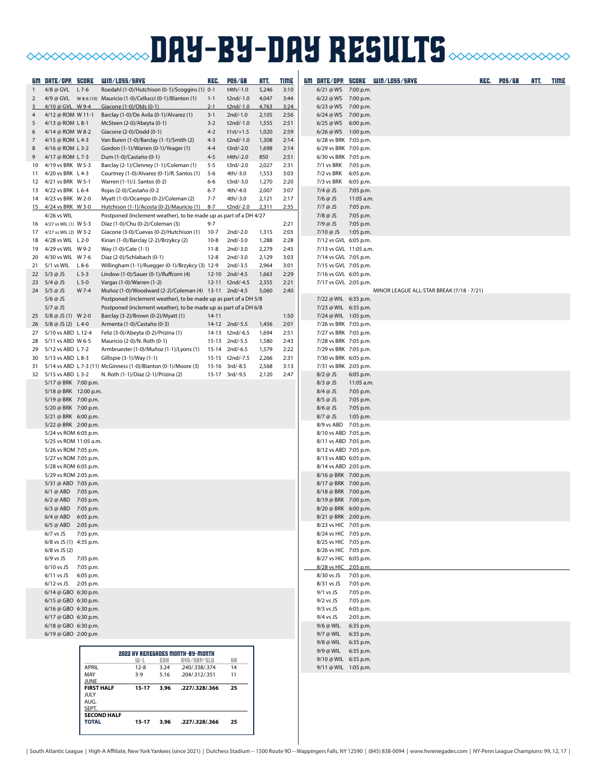# DAY-BY-DAY RESULTS

| GM | DATE/OPP. | SCORE | WIN/LOSS/SAVE | REC. | POS/GB | ATT. | TIME |
|---|---|---|---|---|---|---|---|
| 1 | 4/8 @ GVL | L 7-6 | Roedahl (1-0)/Hutchison (0-1)/Scoggins (1) | 0-1 | t4th/-1.0 | 5,246 | 3:10 |
| 2 | 4/9 @ GVL | W 8-6 (10) | Mauricio (1-0)/Cellucci (0-1)/Blanton (1) | 1-1 | t2nd/-1.0 | 4,047 | 3:44 |
| 3 | 4/10 @ GVL | W 9-4 | Giacone (1-0)/Olds (0-1) | 2-1 | t2nd/-1.0 | 4,763 | 3:24 |
| 4 | 4/12 @ ROM | W 11-1 | Barclay (1-0)/De Avila (0-1)/Alvarez (1) | 3-1 | 2nd/-1.0 | 2,105 | 2:56 |
| 5 | 4/13 @ ROM | L 8-1 | McSteen (2-0)/Abeyta (0-1) | 3-2 | t2nd/-1.0 | 1,555 | 2:51 |
| 6 | 4/14 @ ROM | W 8-2 | Giacone (2-0)/Dodd (0-1) | 4-2 | t1st/+1.5 | 1,020 | 2:59 |
| 7 | 4/15 @ ROM | L 4-3 | Van Buren (1-0)/Barclay (1-1)/Smith (2) | 4-3 | t2nd/-1.0 | 1,308 | 2:14 |
| 8 | 4/16 @ ROM | L 3-2 | Gordon (1-1)/Warren (0-1)/Yeager (1) | 4-4 | t3rd/-2.0 | 1,698 | 2:14 |
| 9 | 4/17 @ ROM | L 7-3 | Dum (1-0)/Castaño (0-1) | 4-5 | t4th/-2.0 | 850 | 2:51 |
| 10 | 4/19 vs BRK | W 5-3 | Barclay (2-1)/Clenney (1-1)/Coleman (1) | 5-5 | t3rd/-2.0 | 2,027 | 2:31 |
| 11 | 4/20 vs BRK | L 4-3 | Courtney (1-0)/Alvarez (0-1)/R. Santos (1) | 5-6 | 4th/-3.0 | 1,553 | 3:03 |
| 12 | 4/21 vs BRK | W 5-1 | Warren (1-1)/J. Santos (0-2) | 6-6 | t3rd/-3.0 | 1,270 | 2:20 |
| 13 | 4/22 vs BRK | L 6-4 | Rojas (2-0)/Castaño (0-2 | 6-7 | 4th/-4.0 | 2,007 | 3:07 |
| 14 | 4/23 vs BRK | W 2-0 | Myatt (1-0)/Ocampo (0-2)/Coleman (2) | 7-7 | 4th/-3.0 | 2,121 | 2:17 |
| 15 | 4/24 vs BRK | W 3-0 | Hutchison (1-1)/Acosta (0-2)/Mauricio (1) | 8-7 | t2nd/-2.0 | 2,311 | 2:35 |
| | 4/26 vs WIL | | Postponed (Inclement weather), to be made up as part of a DH 4/27 | | | | |
| 16 | 4/27 vs WIL (1) | W 5-3 | Díaz (1-0)/Chu (0-2)/Coleman (3) | 9-7 | | | 2:21 |
| 17 | 4/27 vs WIL (2) | W 3-2 | Giacone (3-0)/Cuevas (0-2)/Hutchison (1) | 10-7 | 2nd/-2.0 | 1,315 | 2:03 |
| 18 | 4/28 vs WIL | L 2-0 | Kirian (1-0)/Barclay (2-2)/Brzykcy (2) | 10-8 | 2nd/-3.0 | 1,288 | 2:28 |
| 19 | 4/29 vs WIL | W 9-2 | Way (1-0)/Cate (1-1) | 11-8 | 2nd/-3.0 | 2,279 | 2:45 |
| 20 | 4/30 vs WIL | W 7-6 | Díaz (2-0)/Schlabach (0-1) | 12-8 | 2nd/-3.0 | 2,129 | 3:03 |
| 21 | 5/1 vs WIL | L 8-6 | Willingham (1-1)/Ruegger (0-1)/Brzykcy (3) | 12-9 | 2nd/-3.5 | 2,964 | 3:01 |
| 22 | 5/3 @ JS | L 5-3 | Lindow (1-0)/Sauer (0-1)/Ruffcorn (4) | 12-10 | 2nd/-4.5 | 1,663 | 2:29 |
| 23 | 5/4 @ JS | L 5-0 | Vargas (1-0)/Warren (1-2) | 12-11 | t2nd/-4.5 | 2,355 | 2:21 |
| 24 | 5/5 @ JS | W 7-4 | Muñoz (1-0)/Woodward (2-2)/Coleman (4) | 13-11 | 2nd/-4.5 | 5,060 | 2:40 |
| | 5/6 @ JS | | Postponed (inclement weather), to be made up as part of a DH 5/8 | | | | |
| | 5/7 @ JS | | Postponed (inclement weather), to be made up as part of a DH 6/8 | | | | |
| 25 | 5/8 @ JS (1) | W 2-0 | Barclay (3-2)/Brown (0-2)/Myatt (1) | 14-11 | | | 1:50 |
| 26 | 5/8 @ JS (2) | L 4-0 | Armenta (1-0)/Castaño (0-3) | 14-12 | 2nd/-5.5 | 1,456 | 2:01 |
| 27 | 5/10 vs ABD | L 12-4 | Feliz (3-0)/Abeyta (0-2)/Prizina (1) | 14-13 | t2nd/-6.5 | 1,694 | 2:51 |
| 28 | 5/11 vs ABD | W 6-5 | Mauricio (2-0)/N. Roth (0-1) | 15-13 | 2nd/-5.5 | 1,580 | 2:43 |
| 29 | 5/12 vs ABD | L 7-2 | Armbruester (1-0)/Muñoz (1-1)/Lyons (1) | 15-14 | 2nd/-6.5 | 1,579 | 2:22 |
| 30 | 5/13 vs ABD | L 8-3 | Gillispie (3-1)/Way (1-1) | 15-15 | t2nd/-7.5 | 2,266 | 2:31 |
| 31 | 5/14 vs ABD | L 7-3 (11) | McGinness (1-0)/Blanton (0-1)/Moore (3) | 15-16 | 3rd/-8.5 | 2,568 | 3:13 |
| 32 | 5/15 vs ABD | L 3-2 | N. Roth (1-1)/Díaz (2-1)/Prizina (2) | 15-17 | 3rd/-9.5 | 2,120 | 2:47 |
| | 5/17 @ BRK | 7:00 p.m. | | | | | |
| | 5/18 @ BRK | 12:00 p.m. | | | | | |
| | 5/19 @ BRK | 7:00 p.m. | | | | | |
| | 5/20 @ BRK | 7:00 p.m. | | | | | |
| | 5/21 @ BRK | 6:00 p.m. | | | | | |
| | 5/22 @ BRK | 2:00 p.m. | | | | | |
| | 5/24 vs ROM | 6:05 p.m. | | | | | |
| | 5/25 vs ROM | 11:05 a.m. | | | | | |
| | 5/26 vs ROM | 7:05 p.m. | | | | | |
| | 5/27 vs ROM | 7:05 p.m. | | | | | |
| | 5/28 vs ROM | 6:05 p.m. | | | | | |
| | 5/29 vs ROM | 2:05 p.m. | | | | | |
| | 5/31 @ ABD | 7:05 p.m. | | | | | |
| | 6/1 @ ABD | 7:05 p.m. | | | | | |
| | 6/2 @ ABD | 7:05 p.m. | | | | | |
| | 6/3 @ ABD | 7:05 p.m. | | | | | |
| | 6/4 @ ABD | 6:05 p.m. | | | | | |
| | 6/5 @ ABD | 2:05 p.m. | | | | | |
| | 6/7 vs JS | 7:05 p.m. | | | | | |
| | 6/8 vs JS (1) | 4:35 p.m. | | | | | |
| | 6/8 vs JS (2) | | | | | | |
| | 6/9 vs JS | 7:05 p.m. | | | | | |
| | 6/10 vs JS | 7:05 p.m. | | | | | |
| | 6/11 vs JS | 6:05 p.m. | | | | | |
| | 6/12 vs JS | 2:05 p.m. | | | | | |
| | 6/14 @ GBO | 6:30 p.m. | | | | | |
| | 6/15 @ GBO | 6:30 p.m. | | | | | |
| | 6/16 @ GBO | 6:30 p.m. | | | | | |
| | 6/17 @ GBO | 6:30 p.m. | | | | | |
| | 6/18 @ GBO | 6:30 p.m. | | | | | |
| | 6/19 @ GBO | 2:00 p.m. | | | | | |

| | 2022 HV RENEGADES MONTH-BY-MONTH | | | |
|---|---|---|---|---|
| | W-L | ERA | AVG/OBP/SLG | HR |
| APRIL | 12-8 | 3.24 | .240/.338/.374 | 14 |
| MAY | 3-9 | 5.16 | .204/.312/.351 | 11 |
| JUNE | | | | |
| **FIRST HALF** | **15-17** | **3.96** | **.227/.328/.366** | **25** |
| JULY | | | | |
| AUG. | | | | |
| SEPT. | | | | |
| **SECOND HALF** | | | | |
| **TOTAL** | **15-17** | **3.96** | **.227/.328/.366** | **25** |

| GM | DATE/OPP. | SCORE | WIN/LOSS/SAVE | REC. | POS/GB | ATT. | TIME |
|---|---|---|---|---|---|---|---|
| | 6/21 @ WS | 7:00 p.m. | | | | | |
| | 6/22 @ WS | 7:00 p.m. | | | | | |
| | 6/23 @ WS | 7:00 p.m. | | | | | |
| | 6/24 @ WS | 7:00 p.m. | | | | | |
| | 6/25 @ WS | 6:00 p.m. | | | | | |
| | 6/26 @ WS | 1:00 p.m. | | | | | |
| | 6/28 vs BRK | 7:05 p.m. | | | | | |
| | 6/29 vs BRK | 7:05 p.m. | | | | | |
| | 6/30 vs BRK | 7:05 p.m. | | | | | |
| | 7/1 vs BRK | 7:05 p.m. | | | | | |
| | 7/2 vs BRK | 6:05 p.m. | | | | | |
| | 7/3 vs BRK | 6:05 p.m. | | | | | |
| | 7/4 @ JS | 7:05 p.m. | | | | | |
| | 7/6 @ JS | 11:05 a.m. | | | | | |
| | 7/7 @ JS | 7:05 p.m. | | | | | |
| | 7/8 @ JS | 7:05 p.m. | | | | | |
| | 7/9 @ JS | 7:05 p.m. | | | | | |
| | 7/10 @ JS | 1:05 p.m. | | | | | |
| | 7/12 vs GVL | 6:05 p.m. | | | | | |
| | 7/13 vs GVL | 11:05 a.m. | | | | | |
| | 7/14 vs GVL | 7:05 p.m. | | | | | |
| | 7/15 vs GVL | 7:05 p.m. | | | | | |
| | 7/16 vs GVL | 6:05 p.m. | | | | | |
| | 7/17 vs GVL | 2:05 p.m. | | | | | |
| | | | MINOR LEAGUE ALL-STAR BREAK (7/18 - 7/21) | | | | |
| | 7/22 @ WIL | 6:35 p.m. | | | | | |
| | 7/23 @ WIL | 6:35 p.m. | | | | | |
| | 7/24 @ WIL | 1:05 p.m. | | | | | |
| | 7/26 vs BRK | 7:05 p.m. | | | | | |
| | 7/27 vs BRK | 7:05 p.m. | | | | | |
| | 7/28 vs BRK | 7:05 p.m. | | | | | |
| | 7/29 vs BRK | 7:05 p.m. | | | | | |
| | 7/30 vs BRK | 6:05 p.m. | | | | | |
| | 7/31 vs BRK | 2:05 p.m. | | | | | |
| | 8/2 @ JS | 6:05 p.m. | | | | | |
| | 8/3 @ JS | 11:05 a.m. | | | | | |
| | 8/4 @ JS | 7:05 p.m. | | | | | |
| | 8/5 @ JS | 7:05 p.m. | | | | | |
| | 8/6 @ JS | 7:05 p.m. | | | | | |
| | 8/7 @ JS | 1:05 p.m. | | | | | |
| | 8/9 vs ABD | 7:05 p.m. | | | | | |
| | 8/10 vs ABD | 7:05 p.m. | | | | | |
| | 8/11 vs ABD | 7:05 p.m. | | | | | |
| | 8/12 vs ABD | 7:05 p.m. | | | | | |
| | 8/13 vs ABD | 6:05 p.m. | | | | | |
| | 8/14 vs ABD | 2:05 p.m. | | | | | |
| | 8/16 @ BRK | 7:00 p.m. | | | | | |
| | 8/17 @ BRK | 7:00 p.m. | | | | | |
| | 8/18 @ BRK | 7:00 p.m. | | | | | |
| | 8/19 @ BRK | 7:00 p.m. | | | | | |
| | 8/20 @ BRK | 6:00 p.m. | | | | | |
| | 8/21 @ BRK | 2:00 p.m. | | | | | |
| | 8/23 vs HIC | 7:05 p.m. | | | | | |
| | 8/24 vs HIC | 7:05 p.m. | | | | | |
| | 8/25 vs HIC | 7:05 p.m. | | | | | |
| | 8/26 vs HIC | 7:05 p.m. | | | | | |
| | 8/27 vs HIC | 6:05 p.m. | | | | | |
| | 8/28 vs HIC | 2:05 p.m. | | | | | |
| | 8/30 vs JS | 7:05 p.m. | | | | | |
| | 8/31 vs JS | 7:05 p.m. | | | | | |
| | 9/1 vs JS | 7:05 p.m. | | | | | |
| | 9/2 vs JS | 7:05 p.m. | | | | | |
| | 9/3 vs JS | 6:05 p.m. | | | | | |
| | 9/4 vs JS | 2:05 p.m. | | | | | |
| | 9/6 @ WIL | 6:35 p.m. | | | | | |
| | 9/7 @ WIL | 6:35 p.m. | | | | | |
| | 9/8 @ WIL | 6:35 p.m. | | | | | |
| | 9/9 @ WIL | 6:35 p.m. | | | | | |
| | 9/10 @ WIL | 6:35 p.m. | | | | | |
| | 9/11 @ WIL | 1:05 p.m. | | | | | |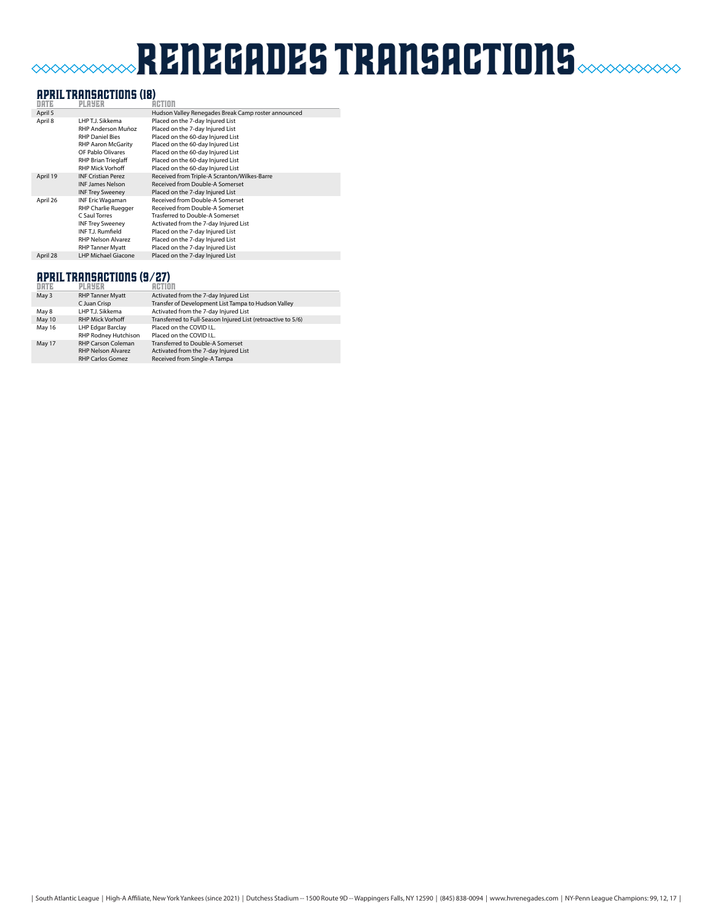# RENEGADES TRANSACTIONS

## APRIL TRANSACTIONS (18)

| DATE | PLAYER | ACTION |
|---|---|---|
| April 5 | | Hudson Valley Renegades Break Camp roster announced |
| April 8 | LHP T.J. Sikkema | Placed on the 7-day Injured List |
| | RHP Anderson Muñoz | Placed on the 7-day Injured List |
| | RHP Daniel Bies | Placed on the 60-day Injured List |
| | RHP Aaron McGarity | Placed on the 60-day Injured List |
| | OF Pablo Olivares | Placed on the 60-day Injured List |
| | RHP Brian Trieglaff | Placed on the 60-day Injured List |
| | RHP Mick Vorhoff | Placed on the 60-day Injured List |
| April 19 | INF Cristian Perez | Received from Triple-A Scranton/Wilkes-Barre |
| | INF James Nelson | Received from Double-A Somerset |
| | INF Trey Sweeney | Placed on the 7-day Injured List |
| April 26 | INF Eric Wagaman | Received from Double-A Somerset |
| | RHP Charlie Ruegger | Received from Double-A Somerset |
| | C Saul Torres | Trasferred to Double-A Somerset |
| | INF Trey Sweeney | Activated from the 7-day Injured List |
| | INF T.J. Rumfield | Placed on the 7-day Injured List |
| | RHP Nelson Alvarez | Placed on the 7-day Injured List |
| | RHP Tanner Myatt | Placed on the 7-day Injured List |
| April 28 | LHP Michael Giacone | Placed on the 7-day Injured List |

## APRIL TRANSACTIONS (9/27)

| DATE | PLAYER | ACTION |
|---|---|---|
| May 3 | RHP Tanner Myatt | Activated from the 7-day Injured List |
| | C Juan Crisp | Transfer of Development List Tampa to Hudson Valley |
| May 8 | LHP T.J. Sikkema | Activated from the 7-day Injured List |
| May 10 | RHP Mick Vorhoff | Transferred to Full-Season Injured List (retroactive to 5/6) |
| May 16 | LHP Edgar Barclay | Placed on the COVID I.L. |
| | RHP Rodney Hutchison | Placed on the COVID I.L. |
| May 17 | RHP Carson Coleman | Transferred to Double-A Somerset |
| | RHP Nelson Alvarez | Activated from the 7-day Injured List |
| | RHP Carlos Gomez | Received from Single-A Tampa |